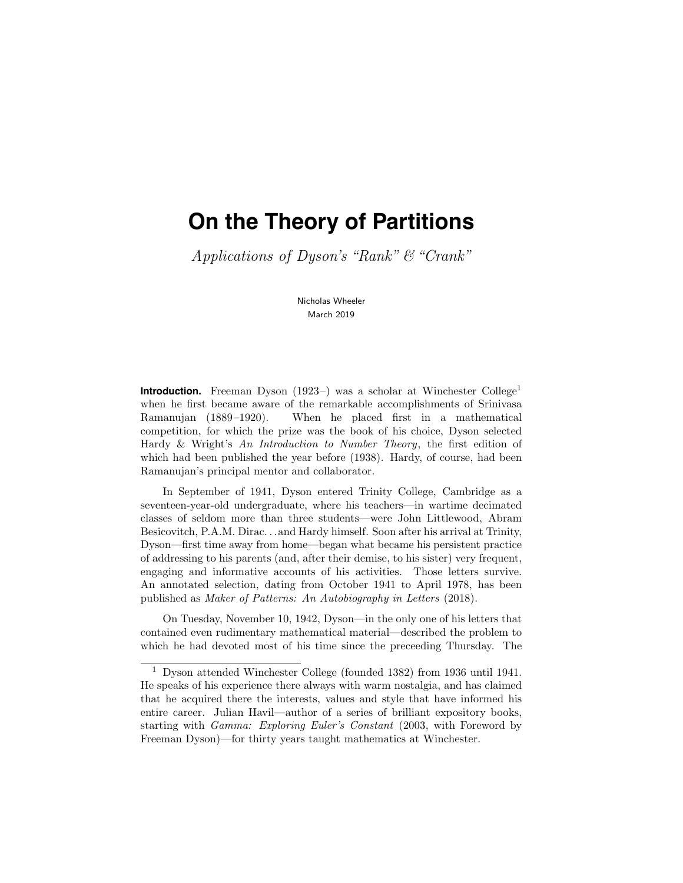# On the Theory of Partitions

*Applications of Dyson's "Rank" & "Crank"*

Nicholas Wheeler
March 2019

**Introduction.** Freeman Dyson (1923–) was a scholar at Winchester College[1] when he first became aware of the remarkable accomplishments of Srinivasa Ramanujan (1889–1920). When he placed first in a mathematical competition, for which the prize was the book of his choice, Dyson selected Hardy & Wright's *An Introduction to Number Theory*, the first edition of which had been published the year before (1938). Hardy, of course, had been Ramanujan's principal mentor and collaborator.

In September of 1941, Dyson entered Trinity College, Cambridge as a seventeen-year-old undergraduate, where his teachers—in wartime decimated classes of seldom more than three students—were John Littlewood, Abram Besicovitch, P.A.M. Dirac. . . and Hardy himself. Soon after his arrival at Trinity, Dyson—first time away from home—began what became his persistent practice of addressing to his parents (and, after their demise, to his sister) very frequent, engaging and informative accounts of his activities. Those letters survive. An annotated selection, dating from October 1941 to April 1978, has been published as *Maker of Patterns: An Autobiography in Letters* (2018).

On Tuesday, November 10, 1942, Dyson—in the only one of his letters that contained even rudimentary mathematical material—described the problem to which he had devoted most of his time since the preceeding Thursday. The

---

[1] Dyson attended Winchester College (founded 1382) from 1936 until 1941. He speaks of his experience there always with warm nostalgia, and has claimed that he acquired there the interests, values and style that have informed his entire career. Julian Havil—author of a series of brilliant expository books, starting with *Gamma: Exploring Euler's Constant* (2003, with Foreword by Freeman Dyson)—for thirty years taught mathematics at Winchester.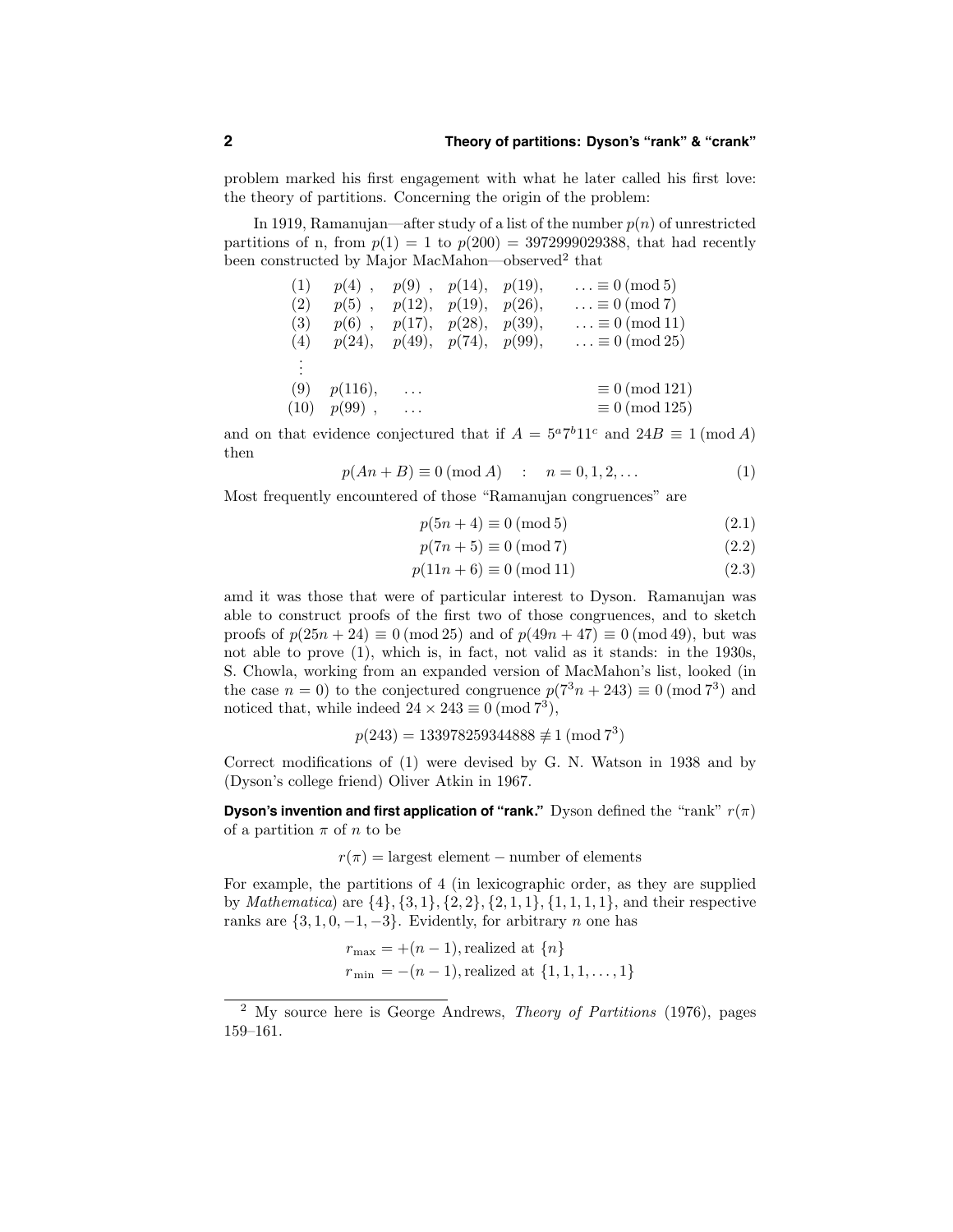problem marked his first engagement with what he later called his first love: the theory of partitions. Concerning the origin of the problem:

In 1919, Ramanujan—after study of a list of the number $p(n)$ of unrestricted partitions of n, from $p(1) = 1$ to $p(200) = 3972999029388$, that had recently been constructed by Major MacMahon—observed[2] that

$$
\begin{array}{llllll}
(1) & p(4)\ , & p(9)\ , & p(14), & p(19), & \ldots \equiv 0 \,(\text{mod}\, 5) \\
(2) & p(5)\ , & p(12), & p(19), & p(26), & \ldots \equiv 0 \,(\text{mod}\, 7) \\
(3) & p(6)\ , & p(17), & p(28), & p(39), & \ldots \equiv 0 \,(\text{mod}\, 11) \\
(4) & p(24), & p(49), & p(74), & p(99), & \ldots \equiv 0 \,(\text{mod}\, 25) \\
\vdots & & & & & \\
(9) & p(116), & \ldots & & & \equiv 0 \,(\text{mod}\, 121) \\
(10) & p(99)\ , & \ldots & & & \equiv 0 \,(\text{mod}\, 125)
\end{array}
$$

and on that evidence conjectured that if $A = 5^a 7^b 11^c$ and $24B \equiv 1 \,(\text{mod}\, A)$ then

$$p(An + B) \equiv 0 \,(\text{mod}\, A) \quad : \quad n = 0, 1, 2, \ldots \tag{1}$$

Most frequently encountered of those "Ramanujan congruences" are

$$p(5n + 4) \equiv 0 \,(\text{mod}\, 5) \tag{2.1}$$

$$p(7n + 5) \equiv 0 \,(\text{mod}\, 7) \tag{2.2}$$

$$p(11n + 6) \equiv 0 \,(\text{mod}\, 11) \tag{2.3}$$

amd it was those that were of particular interest to Dyson. Ramanujan was able to construct proofs of the first two of those congruences, and to sketch proofs of $p(25n+24) \equiv 0 \,(\text{mod}\, 25)$ and of $p(49n+47) \equiv 0 \,(\text{mod}\, 49)$, but was not able to prove (1), which is, in fact, not valid as it stands: in the 1930s, S. Chowla, working from an expanded version of MacMahon's list, looked (in the case $n = 0$) to the conjectured congruence $p(7^3 n + 243) \equiv 0 \,(\text{mod}\, 7^3)$ and noticed that, while indeed $24 \times 243 \equiv 0 \,(\text{mod}\, 7^3)$,

$$p(243) = 133978259344888 \not\equiv 1 \,(\text{mod}\, 7^3)$$

Correct modifications of (1) were devised by G. N. Watson in 1938 and by (Dyson's college friend) Oliver Atkin in 1967.

**Dyson's invention and first application of "rank."** Dyson defined the "rank" $r(\pi)$ of a partition $\pi$ of $n$ to be

$$r(\pi) = \text{largest element} - \text{number of elements}$$

For example, the partitions of 4 (in lexicographic order, as they are supplied by *Mathematica*) are $\{4\}, \{3, 1\}, \{2, 2\}, \{2, 1, 1\}, \{1, 1, 1, 1\}$, and their respective ranks are $\{3, 1, 0, -1, -3\}$. Evidently, for arbitrary $n$ one has

$$r_{\max} = +(n-1), \text{realized at } \{n\}$$

$$r_{\min} = -(n-1), \text{realized at } \{1, 1, 1, \ldots, 1\}$$

---

[2] My source here is George Andrews, *Theory of Partitions* (1976), pages 159–161.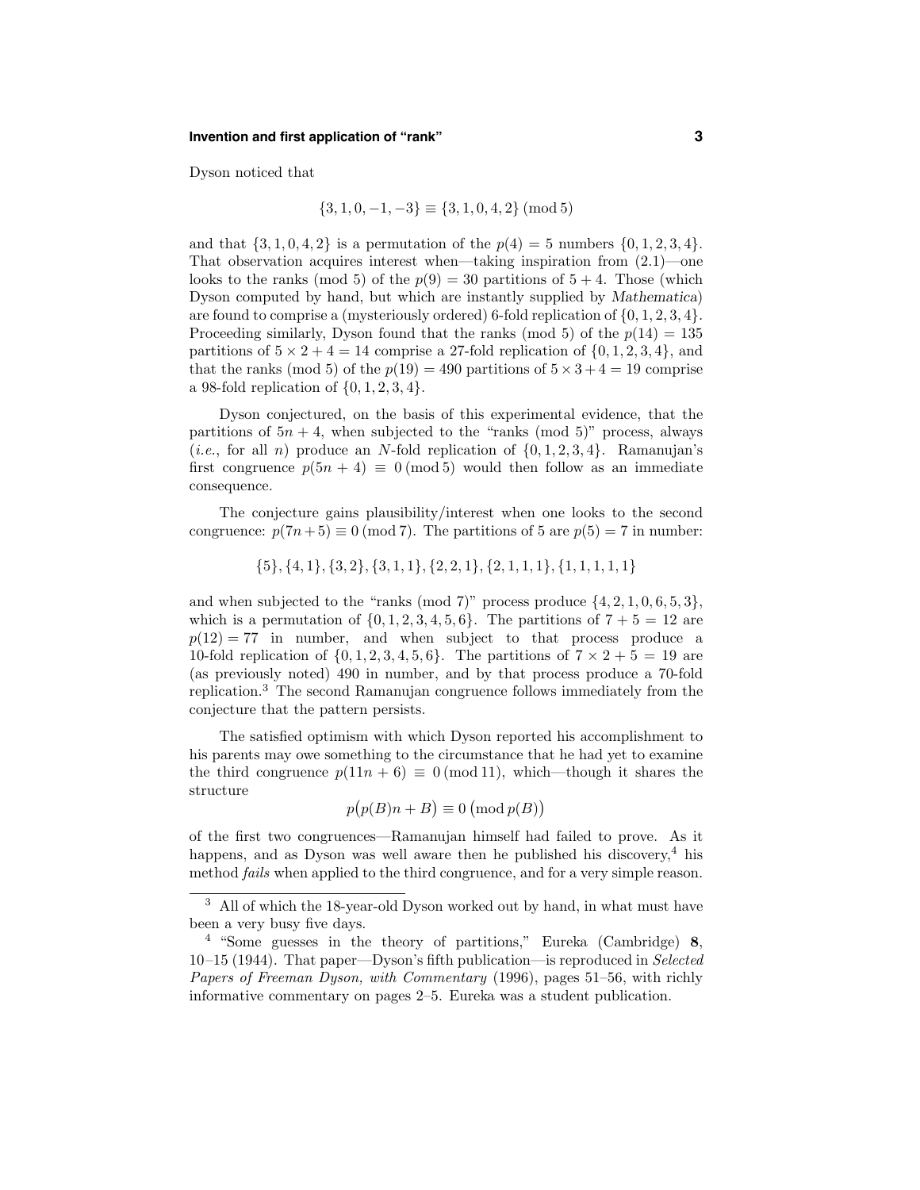Dyson noticed that

$$\{3, 1, 0, -1, -3\} \equiv \{3, 1, 0, 4, 2\} \pmod 5$$

and that $\{3, 1, 0, 4, 2\}$ is a permutation of the $p(4) = 5$ numbers $\{0, 1, 2, 3, 4\}$. That observation acquires interest when—taking inspiration from (2.1)—one looks to the ranks (mod 5) of the $p(9) = 30$ partitions of $5 + 4$. Those (which Dyson computed by hand, but which are instantly supplied by *Mathematica*) are found to comprise a (mysteriously ordered) 6-fold replication of $\{0, 1, 2, 3, 4\}$. Proceeding similarly, Dyson found that the ranks (mod 5) of the $p(14) = 135$ partitions of $5 \times 2 + 4 = 14$ comprise a 27-fold replication of $\{0, 1, 2, 3, 4\}$, and that the ranks (mod 5) of the $p(19) = 490$ partitions of $5 \times 3 + 4 = 19$ comprise a 98-fold replication of $\{0, 1, 2, 3, 4\}$.

Dyson conjectured, on the basis of this experimental evidence, that the partitions of $5n + 4$, when subjected to the "ranks (mod 5)" process, always (*i.e.*, for all $n$) produce an $N$-fold replication of $\{0, 1, 2, 3, 4\}$. Ramanujan's first congruence $p(5n + 4) \equiv 0 \pmod 5$ would then follow as an immediate consequence.

The conjecture gains plausibility/interest when one looks to the second congruence: $p(7n + 5) \equiv 0 \pmod 7$. The partitions of 5 are $p(5) = 7$ in number:

$$\{5\}, \{4, 1\}, \{3, 2\}, \{3, 1, 1\}, \{2, 2, 1\}, \{2, 1, 1, 1\}, \{1, 1, 1, 1, 1\}$$

and when subjected to the "ranks (mod 7)" process produce $\{4, 2, 1, 0, 6, 5, 3\}$, which is a permutation of $\{0, 1, 2, 3, 4, 5, 6\}$. The partitions of $7 + 5 = 12$ are $p(12) = 77$ in number, and when subject to that process produce a 10-fold replication of $\{0, 1, 2, 3, 4, 5, 6\}$. The partitions of $7 \times 2 + 5 = 19$ are (as previously noted) 490 in number, and by that process produce a 70-fold replication.[3] The second Ramanujan congruence follows immediately from the conjecture that the pattern persists.

The satisfied optimism with which Dyson reported his accomplishment to his parents may owe something to the circumstance that he had yet to examine the third congruence $p(11n + 6) \equiv 0 \pmod{11}$, which—though it shares the structure

$$p\big(p(B)n + B\big) \equiv 0 \; \big(\text{mod}\; p(B)\big)$$

of the first two congruences—Ramanujan himself had failed to prove. As it happens, and as Dyson was well aware then he published his discovery,[4] his method *fails* when applied to the third congruence, and for a very simple reason.

---

[3] All of which the 18-year-old Dyson worked out by hand, in what must have been a very busy five days.

[4] "Some guesses in the theory of partitions," Eureka (Cambridge) **8**, 10–15 (1944). That paper—Dyson's fifth publication—is reproduced in *Selected Papers of Freeman Dyson, with Commentary* (1996), pages 51–56, with richly informative commentary on pages 2–5. Eureka was a student publication.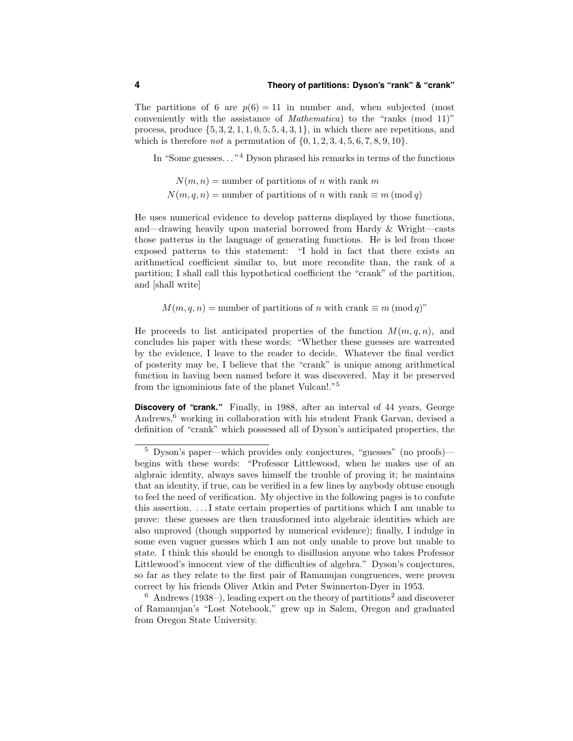The partitions of 6 are $p(6) = 11$ in number and, when subjected (most conveniently with the assistance of *Mathematica*) to the "ranks (mod 11)" process, produce $\{5, 3, 2, 1, 1, 0, 5, 5, 4, 3, 1\}$, in which there are repetitions, and which is therefore *not* a permutation of $\{0, 1, 2, 3, 4, 5, 6, 7, 8, 9, 10\}$.

In "Some guesses..."[4] Dyson phrased his remarks in terms of the functions

$$N(m, n) = \text{number of partitions of } n \text{ with rank } m$$
$$N(m, q, n) = \text{number of partitions of } n \text{ with rank} \equiv m \,(\text{mod}\, q)$$

He uses numerical evidence to develop patterns displayed by those functions, and—drawing heavily upon material borrowed from Hardy & Wright—casts those patterns in the language of generating functions. He is led from those exposed patterns to this statement: "I hold in fact that there exists an arithmetical coefficient similar to, but more recondite than, the rank of a partition; I shall call this hypothetical coefficient the "crank" of the partition, and [shall write]

$$M(m, q, n) = \text{number of partitions of } n \text{ with crank} \equiv m \,(\text{mod}\, q)\text{"}$$

He proceeds to list anticipated properties of the function $M(m, q, n)$, and concludes his paper with these words: "Whether these guesses are warrented by the evidence, I leave to the reader to decide. Whatever the final verdict of posterity may be, I believe that the "crank" is unique among arithmetical function in having been named before it was discovered. May it be preserved from the ignominious fate of the planet Vulcan!."[5]

**Discovery of "crank."** Finally, in 1988, after an interval of 44 years, George Andrews,[6] working in collaboration with his student Frank Garvan, devised a definition of "crank" which possessed all of Dyson's anticipated properties, the

[5] Dyson's paper—which provides only conjectures, "guesses" (no proofs)—begins with these words: "Professor Littlewood, when he makes use of an algbraic identity, always saves himself the trouble of proving it; he maintains that an identity, if true, can be verified in a few lines by anybody obtuse enough to feel the need of verification. My objective in the following pages is to confute this assertion. ...I state certain properties of partitions which I am unable to prove: these guesses are then transformed into algebraic identities which are also unproved (though supported by numerical evidence); finally, I indulge in some even vaguer guesses which I am not only unable to prove but unable to state. I think this should be enough to disillusion anyone who takes Professor Littlewood's innocent view of the difficulties of algebra." Dyson's conjectures, so far as they relate to the first pair of Ramanujan congruences, were proven correct by his friends Oliver Atkin and Peter Swinnerton-Dyer in 1953.

[6] Andrews (1938–), leading expert on the theory of partitions[2] and discoverer of Ramanujan's "Lost Notebook," grew up in Salem, Oregon and graduated from Oregon State University.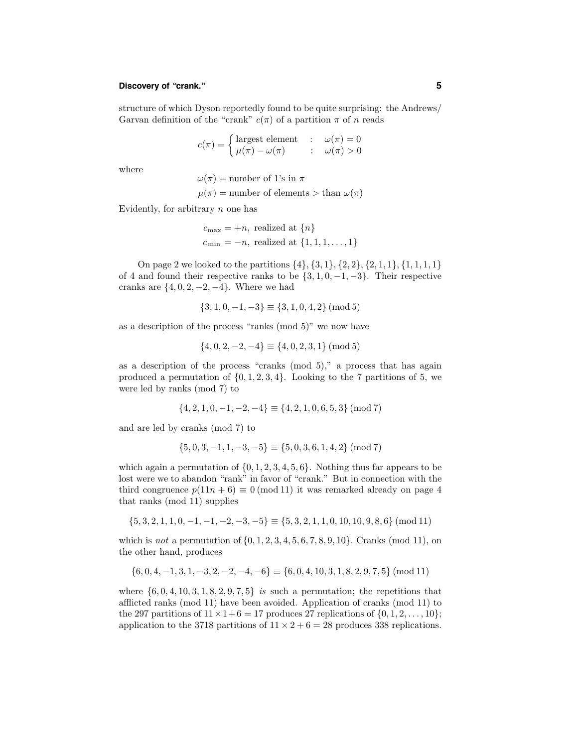structure of which Dyson reportedly found to be quite surprising: the Andrews/ Garvan definition of the "crank" $c(\pi)$ of a partition $\pi$ of $n$ reads

$$c(\pi) = \begin{cases} \text{largest element} & : \quad \omega(\pi) = 0 \\ \mu(\pi) - \omega(\pi) & : \quad \omega(\pi) > 0 \end{cases}$$

where

$$\omega(\pi) = \text{number of 1's in } \pi$$

$$\mu(\pi) = \text{number of elements} > \text{than } \omega(\pi)$$

Evidently, for arbitrary $n$ one has

$$c_{\max} = +n, \text{ realized at } \{n\}$$

$$c_{\min} = -n, \text{ realized at } \{1, 1, 1, \ldots, 1\}$$

On page 2 we looked to the partitions $\{4\}, \{3, 1\}, \{2, 2\}, \{2, 1, 1\}, \{1, 1, 1, 1\}$ of 4 and found their respective ranks to be $\{3, 1, 0, -1, -3\}$. Their respective cranks are $\{4, 0, 2, -2, -4\}$. Where we had

$$\{3, 1, 0, -1, -3\} \equiv \{3, 1, 0, 4, 2\} \pmod 5$$

as a description of the process "ranks (mod 5)" we now have

$$\{4, 0, 2, -2, -4\} \equiv \{4, 0, 2, 3, 1\} \pmod 5$$

as a description of the process "cranks (mod 5)," a process that has again produced a permutation of $\{0, 1, 2, 3, 4\}$. Looking to the 7 partitions of 5, we were led by ranks (mod 7) to

$$\{4, 2, 1, 0, -1, -2, -4\} \equiv \{4, 2, 1, 0, 6, 5, 3\} \pmod 7$$

and are led by cranks (mod 7) to

$$\{5, 0, 3, -1, 1, -3, -5\} \equiv \{5, 0, 3, 6, 1, 4, 2\} \pmod 7$$

which again a permutation of $\{0, 1, 2, 3, 4, 5, 6\}$. Nothing thus far appears to be lost were we to abandon "rank" in favor of "crank." But in connection with the third congruence $p(11n + 6) \equiv 0 \pmod{11}$ it was remarked already on page 4 that ranks (mod 11) supplies

$$\{5, 3, 2, 1, 1, 0, -1, -1, -2, -3, -5\} \equiv \{5, 3, 2, 1, 1, 0, 10, 10, 9, 8, 6\} \pmod{11}$$

which is *not* a permutation of $\{0, 1, 2, 3, 4, 5, 6, 7, 8, 9, 10\}$. Cranks (mod 11), on the other hand, produces

$$\{6, 0, 4, -1, 3, 1, -3, 2, -2, -4, -6\} \equiv \{6, 0, 4, 10, 3, 1, 8, 2, 9, 7, 5\} \pmod{11}$$

where $\{6, 0, 4, 10, 3, 1, 8, 2, 9, 7, 5\}$ *is* such a permutation; the repetitions that afflicted ranks (mod 11) have been avoided. Application of cranks (mod 11) to the 297 partitions of $11 \times 1 + 6 = 17$ produces 27 replications of $\{0, 1, 2, \ldots, 10\}$; application to the 3718 partitions of $11 \times 2 + 6 = 28$ produces 338 replications.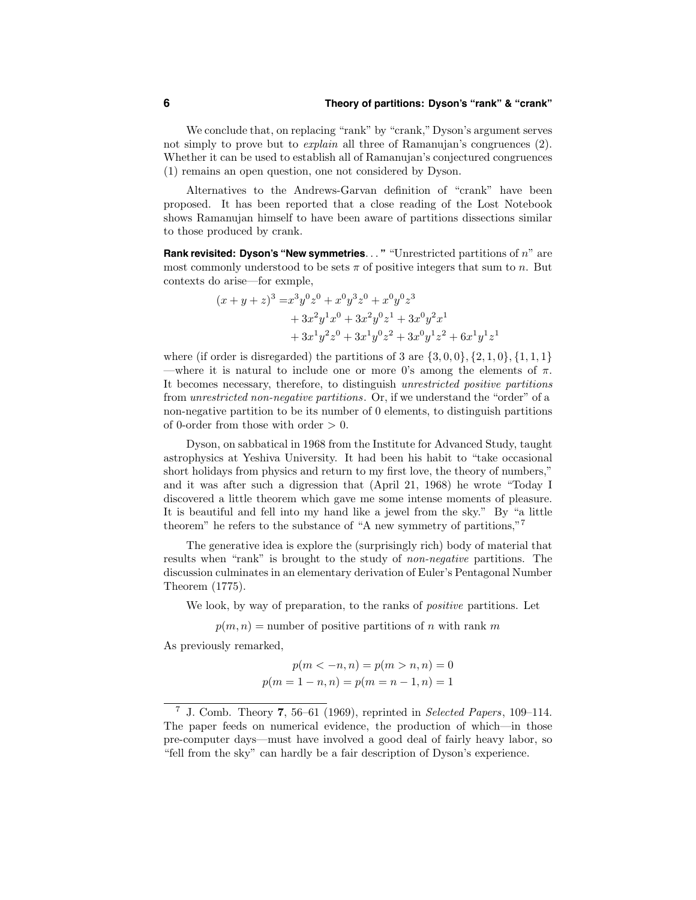We conclude that, on replacing "rank" by "crank," Dyson's argument serves not simply to prove but to *explain* all three of Ramanujan's congruences (2). Whether it can be used to establish all of Ramanujan's conjectured congruences (1) remains an open question, one not considered by Dyson.

Alternatives to the Andrews-Garvan definition of "crank" have been proposed. It has been reported that a close reading of the Lost Notebook shows Ramanujan himself to have been aware of partitions dissections similar to those produced by crank.

**Rank revisited: Dyson's "New symmetries. . . "** "Unrestricted partitions of $n$" are most commonly understood to be sets $\pi$ of positive integers that sum to $n$. But contexts do arise—for exmple,

$$
\begin{aligned}
(x+y+z)^3 =& x^3y^0z^0 + x^0y^3z^0 + x^0y^0z^3 \\
&+ 3x^2y^1x^0 + 3x^2y^0z^1 + 3x^0y^2x^1 \\
&+ 3x^1y^2z^0 + 3x^1y^0z^2 + 3x^0y^1z^2 + 6x^1y^1z^1
\end{aligned}
$$

where (if order is disregarded) the partitions of 3 are $\{3,0,0\}, \{2,1,0\}, \{1,1,1\}$ —where it is natural to include one or more 0's among the elements of $\pi$. It becomes necessary, therefore, to distinguish *unrestricted positive partitions* from *unrestricted non-negative partitions*. Or, if we understand the "order" of a non-negative partition to be its number of 0 elements, to distinguish partitions of 0-order from those with order $> 0$.

Dyson, on sabbatical in 1968 from the Institute for Advanced Study, taught astrophysics at Yeshiva University. It had been his habit to "take occasional short holidays from physics and return to my first love, the theory of numbers," and it was after such a digression that (April 21, 1968) he wrote "Today I discovered a little theorem which gave me some intense moments of pleasure. It is beautiful and fell into my hand like a jewel from the sky." By "a little theorem" he refers to the substance of "A new symmetry of partitions,"[7]

The generative idea is explore the (surprisingly rich) body of material that results when "rank" is brought to the study of *non-negative* partitions. The discussion culminates in an elementary derivation of Euler's Pentagonal Number Theorem (1775).

We look, by way of preparation, to the ranks of *positive* partitions. Let

$$p(m,n) = \text{number of positive partitions of } n \text{ with rank } m$$

As previously remarked,

$$
\begin{aligned}
p(m<-n,n) = p(m>n,n) = 0 \\
p(m=1-n,n) = p(m=n-1,n) = 1
\end{aligned}
$$

---

[7] J. Comb. Theory **7**, 56–61 (1969), reprinted in *Selected Papers*, 109–114. The paper feeds on numerical evidence, the production of which—in those pre-computer days—must have involved a good deal of fairly heavy labor, so "fell from the sky" can hardly be a fair description of Dyson's experience.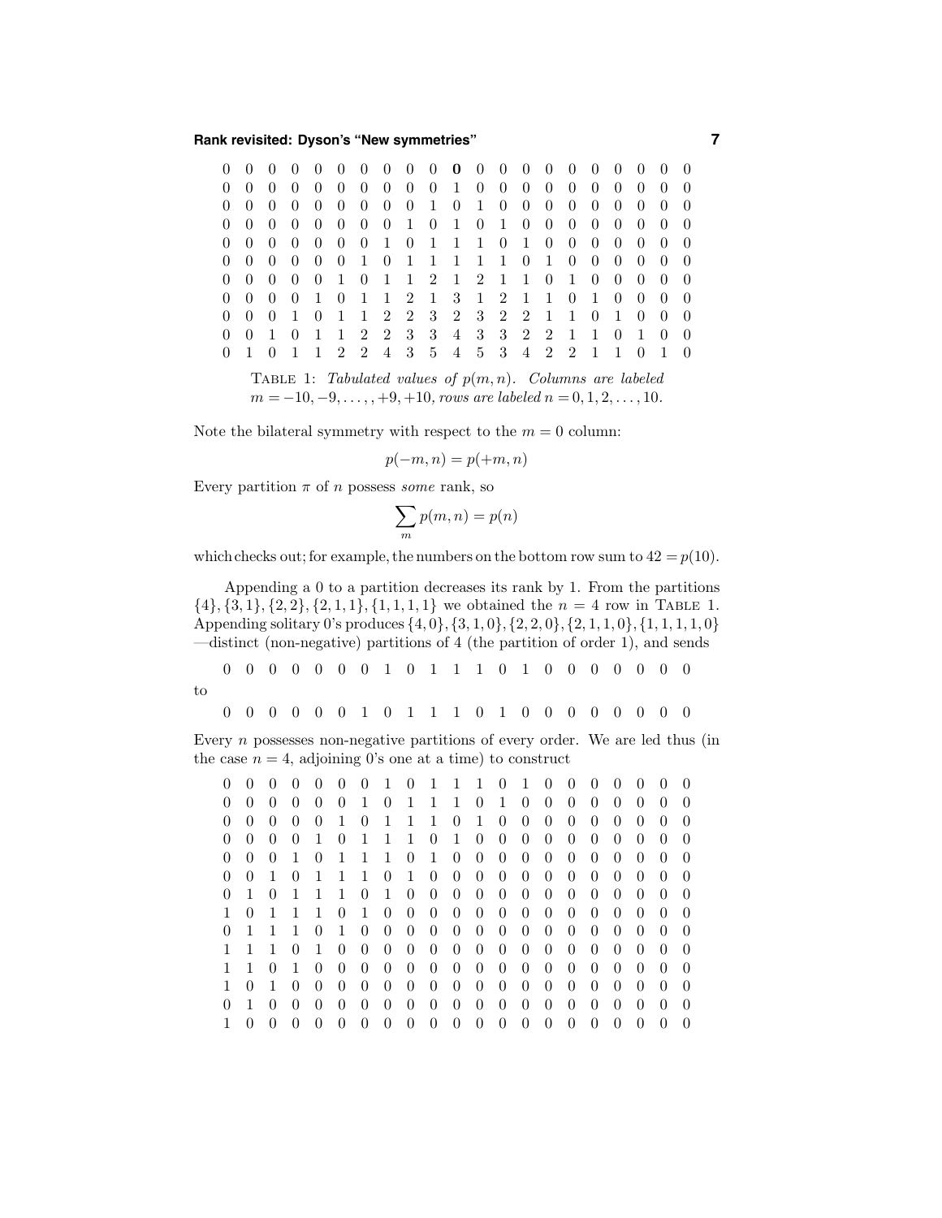| | | | | | | | | | | | | | | | | | | | | |
|---|---|---|---|---|---|---|---|---|---|---|---|---|---|---|---|---|---|---|---|---|
| 0 | 0 | 0 | 0 | 0 | 0 | 0 | 0 | 0 | 0 | **0** | 0 | 0 | 0 | 0 | 0 | 0 | 0 | 0 | 0 | 0 |
| 0 | 0 | 0 | 0 | 0 | 0 | 0 | 0 | 0 | 0 | 1 | 0 | 0 | 0 | 0 | 0 | 0 | 0 | 0 | 0 | 0 |
| 0 | 0 | 0 | 0 | 0 | 0 | 0 | 0 | 0 | 1 | 0 | 1 | 0 | 0 | 0 | 0 | 0 | 0 | 0 | 0 | 0 |
| 0 | 0 | 0 | 0 | 0 | 0 | 0 | 0 | 1 | 0 | 1 | 0 | 1 | 0 | 0 | 0 | 0 | 0 | 0 | 0 | 0 |
| 0 | 0 | 0 | 0 | 0 | 0 | 0 | 1 | 0 | 1 | 1 | 1 | 0 | 1 | 0 | 0 | 0 | 0 | 0 | 0 | 0 |
| 0 | 0 | 0 | 0 | 0 | 0 | 1 | 0 | 1 | 1 | 1 | 1 | 1 | 0 | 1 | 0 | 0 | 0 | 0 | 0 | 0 |
| 0 | 0 | 0 | 0 | 0 | 1 | 0 | 1 | 1 | 2 | 1 | 2 | 1 | 1 | 0 | 1 | 0 | 0 | 0 | 0 | 0 |
| 0 | 0 | 0 | 0 | 1 | 0 | 1 | 1 | 2 | 1 | 3 | 1 | 2 | 1 | 1 | 0 | 1 | 0 | 0 | 0 | 0 |
| 0 | 0 | 0 | 1 | 0 | 1 | 1 | 2 | 2 | 3 | 2 | 3 | 2 | 2 | 1 | 1 | 0 | 1 | 0 | 0 | 0 |
| 0 | 0 | 1 | 0 | 1 | 1 | 2 | 2 | 3 | 3 | 4 | 3 | 3 | 2 | 2 | 1 | 1 | 0 | 1 | 0 | 0 |
| 0 | 1 | 0 | 1 | 1 | 2 | 2 | 4 | 3 | 5 | 4 | 5 | 3 | 4 | 2 | 2 | 1 | 1 | 0 | 1 | 0 |

TABLE 1: *Tabulated values of $p(m,n)$. Columns are labeled $m = -10, -9, \ldots, +9, +10$, rows are labeled $n = 0, 1, 2, \ldots, 10$.*

Note the bilateral symmetry with respect to the $m = 0$ column:

$$p(-m, n) = p(+m, n)$$

Every partition $\pi$ of $n$ possess *some* rank, so

$$\sum_m p(m, n) = p(n)$$

which checks out; for example, the numbers on the bottom row sum to $42 = p(10)$.

Appending a 0 to a partition decreases its rank by 1. From the partitions $\{4\}, \{3, 1\}, \{2, 2\}, \{2, 1, 1\}, \{1, 1, 1, 1\}$ we obtained the $n = 4$ row in TABLE 1. Appending solitary 0's produces $\{4, 0\}, \{3, 1, 0\}, \{2, 2, 0\}, \{2, 1, 1, 0\}, \{1, 1, 1, 1, 0\}$ —distinct (non-negative) partitions of 4 (the partition of order 1), and sends

| | | | | | | | | | | | | | | | | | | | | |
|---|---|---|---|---|---|---|---|---|---|---|---|---|---|---|---|---|---|---|---|---|
| 0 | 0 | 0 | 0 | 0 | 0 | 0 | 1 | 0 | 1 | 1 | 1 | 0 | 1 | 0 | 0 | 0 | 0 | 0 | 0 | 0 |

to

| | | | | | | | | | | | | | | | | | | | | |
|---|---|---|---|---|---|---|---|---|---|---|---|---|---|---|---|---|---|---|---|---|
| 0 | 0 | 0 | 0 | 0 | 0 | 1 | 0 | 1 | 1 | 1 | 0 | 1 | 0 | 0 | 0 | 0 | 0 | 0 | 0 | 0 |

Every $n$ possesses non-negative partitions of every order. We are led thus (in the case $n = 4$, adjoining 0's one at a time) to construct

| | | | | | | | | | | | | | | | | | | | | |
|---|---|---|---|---|---|---|---|---|---|---|---|---|---|---|---|---|---|---|---|---|
| 0 | 0 | 0 | 0 | 0 | 0 | 0 | 1 | 0 | 1 | 1 | 1 | 0 | 1 | 0 | 0 | 0 | 0 | 0 | 0 | 0 |
| 0 | 0 | 0 | 0 | 0 | 0 | 1 | 0 | 1 | 1 | 1 | 0 | 1 | 0 | 0 | 0 | 0 | 0 | 0 | 0 | 0 |
| 0 | 0 | 0 | 0 | 0 | 1 | 0 | 1 | 1 | 1 | 0 | 1 | 0 | 0 | 0 | 0 | 0 | 0 | 0 | 0 | 0 |
| 0 | 0 | 0 | 0 | 1 | 0 | 1 | 1 | 1 | 0 | 1 | 0 | 0 | 0 | 0 | 0 | 0 | 0 | 0 | 0 | 0 |
| 0 | 0 | 0 | 1 | 0 | 1 | 1 | 1 | 0 | 1 | 0 | 0 | 0 | 0 | 0 | 0 | 0 | 0 | 0 | 0 | 0 |
| 0 | 0 | 1 | 0 | 1 | 1 | 1 | 0 | 1 | 0 | 0 | 0 | 0 | 0 | 0 | 0 | 0 | 0 | 0 | 0 | 0 |
| 0 | 1 | 0 | 1 | 1 | 1 | 0 | 1 | 0 | 0 | 0 | 0 | 0 | 0 | 0 | 0 | 0 | 0 | 0 | 0 | 0 |
| 1 | 0 | 1 | 1 | 1 | 0 | 1 | 0 | 0 | 0 | 0 | 0 | 0 | 0 | 0 | 0 | 0 | 0 | 0 | 0 | 0 |
| 0 | 1 | 1 | 1 | 0 | 1 | 0 | 0 | 0 | 0 | 0 | 0 | 0 | 0 | 0 | 0 | 0 | 0 | 0 | 0 | 0 |
| 1 | 1 | 1 | 0 | 1 | 0 | 0 | 0 | 0 | 0 | 0 | 0 | 0 | 0 | 0 | 0 | 0 | 0 | 0 | 0 | 0 |
| 1 | 1 | 0 | 1 | 0 | 0 | 0 | 0 | 0 | 0 | 0 | 0 | 0 | 0 | 0 | 0 | 0 | 0 | 0 | 0 | 0 |
| 1 | 0 | 1 | 0 | 0 | 0 | 0 | 0 | 0 | 0 | 0 | 0 | 0 | 0 | 0 | 0 | 0 | 0 | 0 | 0 | 0 |
| 0 | 1 | 0 | 0 | 0 | 0 | 0 | 0 | 0 | 0 | 0 | 0 | 0 | 0 | 0 | 0 | 0 | 0 | 0 | 0 | 0 |
| 1 | 0 | 0 | 0 | 0 | 0 | 0 | 0 | 0 | 0 | 0 | 0 | 0 | 0 | 0 | 0 | 0 | 0 | 0 | 0 | 0 |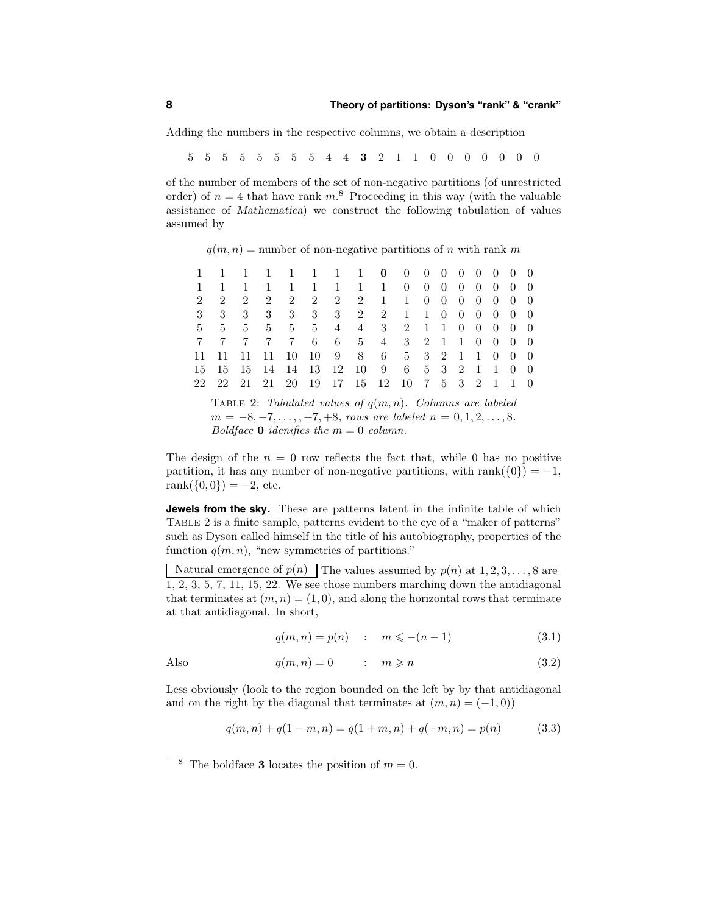Adding the numbers in the respective columns, we obtain a description

5 5 5 5 5 5 5 5 4 4 **3** 2 1 1 0 0 0 0 0 0 0

of the number of members of the set of non-negative partitions (of unrestricted order) of $n = 4$ that have rank $m$.[8] Proceeding in this way (with the valuable assistance of *Mathematica*) we construct the following tabulation of values assumed by

$$q(m, n) = \text{number of non-negative partitions of } n \text{ with rank } m$$

| | | | | | | | | | | | | | | | | |
|---|---|---|---|---|---|---|---|---|---|---|---|---|---|---|---|---|
| 1 | 1 | 1 | 1 | 1 | 1 | 1 | 1 | **0** | 0 | 0 | 0 | 0 | 0 | 0 | 0 | 0 |
| 1 | 1 | 1 | 1 | 1 | 1 | 1 | 1 | 1 | 0 | 0 | 0 | 0 | 0 | 0 | 0 | 0 |
| 2 | 2 | 2 | 2 | 2 | 2 | 2 | 2 | 1 | 1 | 0 | 0 | 0 | 0 | 0 | 0 | 0 |
| 3 | 3 | 3 | 3 | 3 | 3 | 3 | 2 | 2 | 1 | 1 | 0 | 0 | 0 | 0 | 0 | 0 |
| 5 | 5 | 5 | 5 | 5 | 5 | 4 | 4 | 3 | 2 | 1 | 1 | 0 | 0 | 0 | 0 | 0 |
| 7 | 7 | 7 | 7 | 7 | 6 | 6 | 5 | 4 | 3 | 2 | 1 | 1 | 0 | 0 | 0 | 0 |
| 11 | 11 | 11 | 11 | 10 | 10 | 9 | 8 | 6 | 5 | 3 | 2 | 1 | 1 | 0 | 0 | 0 |
| 15 | 15 | 15 | 14 | 14 | 13 | 12 | 10 | 9 | 6 | 5 | 3 | 2 | 1 | 1 | 0 | 0 |
| 22 | 22 | 21 | 21 | 20 | 19 | 17 | 15 | 12 | 10 | 7 | 5 | 3 | 2 | 1 | 1 | 0 |

TABLE 2: *Tabulated values of $q(m, n)$. Columns are labeled $m = -8, -7, \ldots, +7, +8$, rows are labeled $n = 0, 1, 2, \ldots, 8$. Boldface* **0** *idenifies the $m = 0$ column.*

The design of the $n = 0$ row reflects the fact that, while 0 has no positive partition, it has any number of non-negative partitions, with $\text{rank}(\{0\}) = -1$, $\text{rank}(\{0, 0\}) = -2$, etc.

**Jewels from the sky.** These are patterns latent in the infinite table of which TABLE 2 is a finite sample, patterns evident to the eye of a "maker of patterns" such as Dyson called himself in the title of his autobiography, properties of the function $q(m, n)$, "new symmetries of partitions."

Natural emergence of $p(n)$ The values assumed by $p(n)$ at $1, 2, 3, \ldots, 8$ are 1, 2, 3, 5, 7, 11, 15, 22. We see those numbers marching down the antidiagonal that terminates at $(m, n) = (1, 0)$, and along the horizontal rows that terminate at that antidiagonal. In short,

$$q(m, n) = p(n) \quad : \quad m \leqslant -(n-1) \tag{3.1}$$

Also

$$q(m, n) = 0 \quad : \quad m \geqslant n \tag{3.2}$$

Less obviously (look to the region bounded on the left by by that antidiagonal and on the right by the diagonal that terminates at $(m, n) = (-1, 0)$)

$$q(m, n) + q(1-m, n) = q(1+m, n) + q(-m, n) = p(n) \tag{3.3}$$

[8] The boldface **3** locates the position of $m = 0$.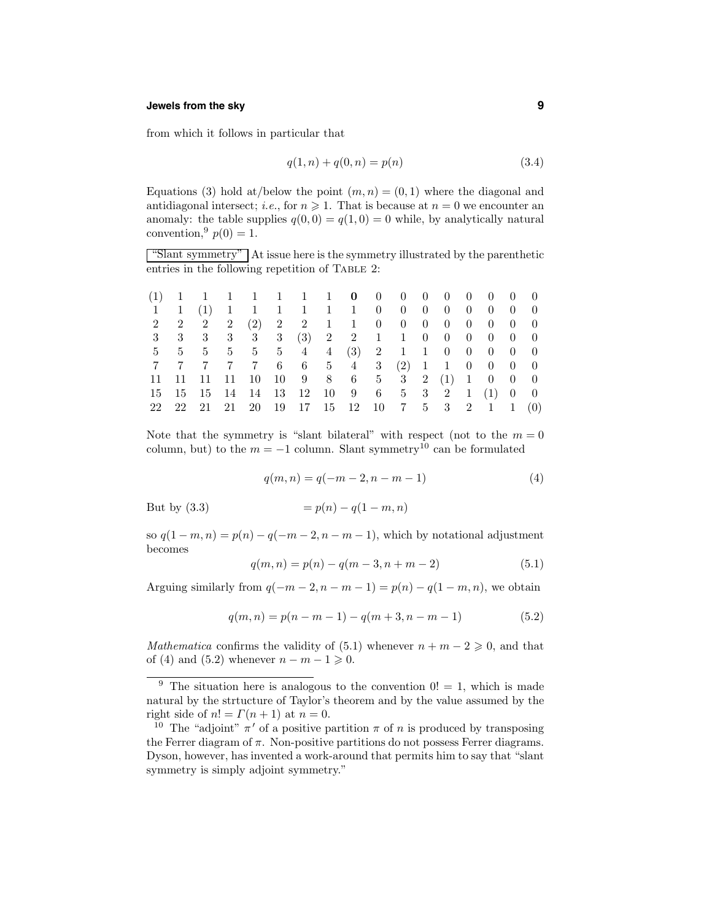from which it follows in particular that

$$q(1,n) + q(0,n) = p(n) \tag{3.4}$$

Equations (3) hold at/below the point $(m,n) = (0,1)$ where the diagonal and antidiagonal intersect; *i.e.*, for $n \geqslant 1$. That is because at $n = 0$ we encounter an anomaly: the table supplies $q(0,0) = q(1,0) = 0$ while, by analytically natural convention,[9] $p(0) = 1$.

"Slant symmetry" At issue here is the symmetry illustrated by the parenthetic entries in the following repetition of TABLE 2:

| | | | | | | | | | | | | | | | | |
|---|---|---|---|---|---|---|---|---|---|---|---|---|---|---|---|---|
| (1) | 1 | 1 | 1 | 1 | 1 | 1 | 1 | **0** | 0 | 0 | 0 | 0 | 0 | 0 | 0 | 0 |
| 1 | 1 | (1) | 1 | 1 | 1 | 1 | 1 | 1 | 0 | 0 | 0 | 0 | 0 | 0 | 0 | 0 |
| 2 | 2 | 2 | 2 | (2) | 2 | 2 | 1 | 1 | 0 | 0 | 0 | 0 | 0 | 0 | 0 | 0 |
| 3 | 3 | 3 | 3 | 3 | 3 | (3) | 2 | 2 | 1 | 1 | 0 | 0 | 0 | 0 | 0 | 0 |
| 5 | 5 | 5 | 5 | 5 | 5 | 4 | 4 | (3) | 2 | 1 | 1 | 0 | 0 | 0 | 0 | 0 |
| 7 | 7 | 7 | 7 | 7 | 6 | 6 | 5 | 4 | 3 | (2) | 1 | 1 | 0 | 0 | 0 | 0 |
| 11 | 11 | 11 | 11 | 10 | 10 | 9 | 8 | 6 | 5 | 3 | 2 | (1) | 1 | 0 | 0 | 0 |
| 15 | 15 | 15 | 14 | 14 | 13 | 12 | 10 | 9 | 6 | 5 | 3 | 2 | 1 | (1) | 0 | 0 |
| 22 | 22 | 21 | 21 | 20 | 19 | 17 | 15 | 12 | 10 | 7 | 5 | 3 | 2 | 1 | 1 | (0) |

Note that the symmetry is "slant bilateral" with respect (not to the $m = 0$ column, but) to the $m = -1$ column. Slant symmetry[10] can be formulated

$$q(m,n) = q(-m-2, n-m-1) \tag{4}$$

But by (3.3)

$$= p(n) - q(1-m, n)$$

so $q(1-m,n) = p(n) - q(-m-2, n-m-1)$, which by notational adjustment becomes

$$q(m,n) = p(n) - q(m-3, n+m-2) \tag{5.1}$$

Arguing similarly from $q(-m-2, n-m-1) = p(n) - q(1-m,n)$, we obtain

$$q(m,n) = p(n-m-1) - q(m+3, n-m-1) \tag{5.2}$$

*Mathematica* confirms the validity of (5.1) whenever $n + m - 2 \geqslant 0$, and that of (4) and (5.2) whenever $n - m - 1 \geqslant 0$.

---

[9] The situation here is analogous to the convention $0! = 1$, which is made natural by the strtucture of Taylor's theorem and by the value assumed by the right side of $n! = \Gamma(n+1)$ at $n = 0$.

[10] The "adjoint" $\pi'$ of a positive partition $\pi$ of $n$ is produced by transposing the Ferrer diagram of $\pi$. Non-positive partitions do not possess Ferrer diagrams. Dyson, however, has invented a work-around that permits him to say that "slant symmetry is simply adjoint symmetry."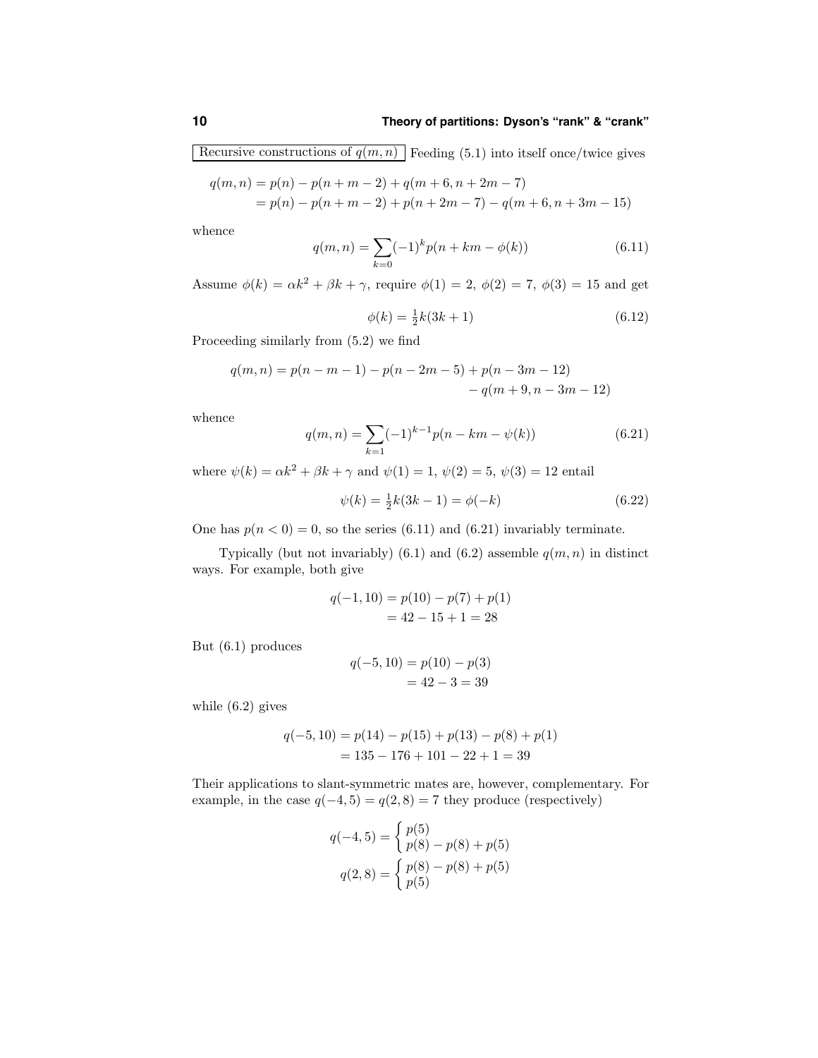Recursive constructions of $q(m,n)$ Feeding (5.1) into itself once/twice gives

$$
\begin{aligned}
q(m,n) &= p(n) - p(n+m-2) + q(m+6, n+2m-7)\\
&= p(n) - p(n+m-2) + p(n+2m-7) - q(m+6, n+3m-15)
\end{aligned}
$$

whence

$$
q(m,n) = \sum_{k=0} (-1)^k p(n+km-\phi(k)) \tag{6.11}
$$

Assume $\phi(k) = \alpha k^2 + \beta k + \gamma$, require $\phi(1) = 2$, $\phi(2) = 7$, $\phi(3) = 15$ and get

$$
\phi(k) = \tfrac{1}{2}k(3k+1) \tag{6.12}
$$

Proceeding similarly from (5.2) we find

$$
\begin{aligned}
q(m,n) = p(n-m-1) - p(n-2m-5) &+ p(n-3m-12)\\
&- q(m+9, n-3m-12)
\end{aligned}
$$

whence

$$
q(m,n) = \sum_{k=1} (-1)^{k-1} p(n-km-\psi(k)) \tag{6.21}
$$

where $\psi(k) = \alpha k^2 + \beta k + \gamma$ and $\psi(1) = 1$, $\psi(2) = 5$, $\psi(3) = 12$ entail

$$
\psi(k) = \tfrac{1}{2}k(3k-1) = \phi(-k) \tag{6.22}
$$

One has $p(n<0) = 0$, so the series (6.11) and (6.21) invariably terminate.

Typically (but not invariably) (6.1) and (6.2) assemble $q(m,n)$ in distinct ways. For example, both give

$$
\begin{aligned}
q(-1,10) &= p(10) - p(7) + p(1)\\
&= 42 - 15 + 1 = 28
\end{aligned}
$$

But (6.1) produces

$$
\begin{aligned}
q(-5,10) &= p(10) - p(3)\\
&= 42 - 3 = 39
\end{aligned}
$$

while (6.2) gives

$$
\begin{aligned}
q(-5,10) &= p(14) - p(15) + p(13) - p(8) + p(1)\\
&= 135 - 176 + 101 - 22 + 1 = 39
\end{aligned}
$$

Their applications to slant-symmetric mates are, however, complementary. For example, in the case $q(-4,5) = q(2,8) = 7$ they produce (respectively)

$$
\begin{aligned}
q(-4,5) &= \begin{cases} p(5) \\ p(8) - p(8) + p(5) \end{cases}\\
q(2,8) &= \begin{cases} p(8) - p(8) + p(5) \\ p(5) \end{cases}
\end{aligned}
$$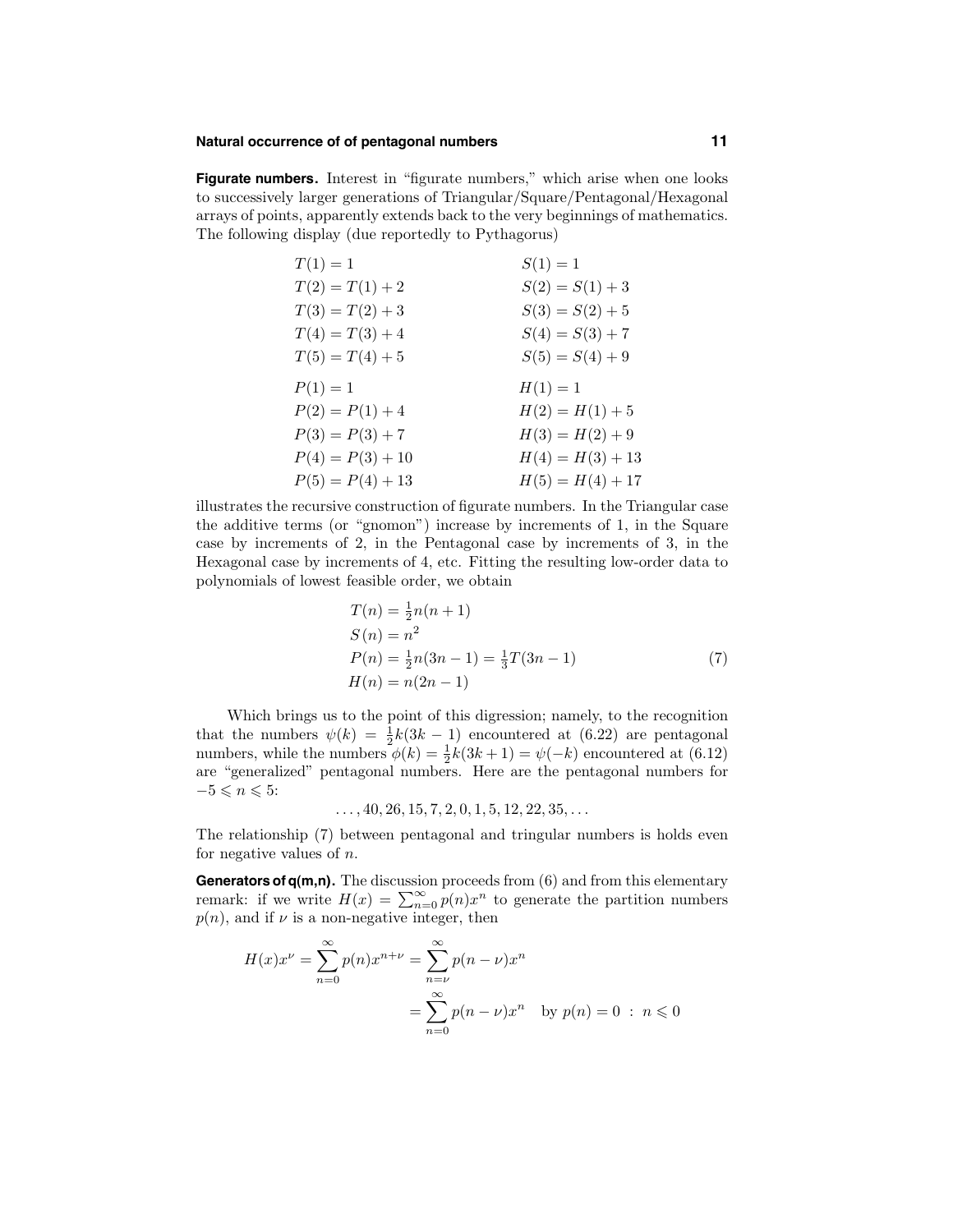**Figurate numbers.** Interest in "figurate numbers," which arise when one looks to successively larger generations of Triangular/Square/Pentagonal/Hexagonal arrays of points, apparently extends back to the very beginnings of mathematics. The following display (due reportedly to Pythagorus)

$$
\begin{array}{ll}
T(1) = 1 & S(1) = 1 \\
T(2) = T(1) + 2 & S(2) = S(1) + 3 \\
T(3) = T(2) + 3 & S(3) = S(2) + 5 \\
T(4) = T(3) + 4 & S(4) = S(3) + 7 \\
T(5) = T(4) + 5 & S(5) = S(4) + 9 \\
 & \\
P(1) = 1 & H(1) = 1 \\
P(2) = P(1) + 4 & H(2) = H(1) + 5 \\
P(3) = P(3) + 7 & H(3) = H(2) + 9 \\
P(4) = P(3) + 10 & H(4) = H(3) + 13 \\
P(5) = P(4) + 13 & H(5) = H(4) + 17
\end{array}
$$

illustrates the recursive construction of figurate numbers. In the Triangular case the additive terms (or "gnomon") increase by increments of 1, in the Square case by increments of 2, in the Pentagonal case by increments of 3, in the Hexagonal case by increments of 4, etc. Fitting the resulting low-order data to polynomials of lowest feasible order, we obtain

$$
\begin{aligned}
T(n) &= \tfrac{1}{2}n(n+1) \\
S(n) &= n^2 \\
P(n) &= \tfrac{1}{2}n(3n-1) = \tfrac{1}{3}T(3n-1) \\
H(n) &= n(2n-1)
\end{aligned}
\tag{7}
$$

Which brings us to the point of this digression; namely, to the recognition that the numbers $\psi(k) = \frac{1}{2}k(3k-1)$ encountered at (6.22) are pentagonal numbers, while the numbers $\phi(k) = \frac{1}{2}k(3k+1) = \psi(-k)$ encountered at (6.12) are "generalized" pentagonal numbers. Here are the pentagonal numbers for $-5 \leqslant n \leqslant 5$:

$$\ldots, 40, 26, 15, 7, 2, 0, 1, 5, 12, 22, 35, \ldots$$

The relationship (7) between pentagonal and tringular numbers is holds even for negative values of $n$.

**Generators of q(m,n).** The discussion proceeds from (6) and from this elementary remark: if we write $H(x) = \sum_{n=0}^{\infty} p(n)x^n$ to generate the partition numbers $p(n)$, and if $\nu$ is a non-negative integer, then

$$
\begin{aligned}
H(x)x^{\nu} = \sum_{n=0}^{\infty} p(n)x^{n+\nu} &= \sum_{n=\nu}^{\infty} p(n-\nu)x^n \\
&= \sum_{n=0}^{\infty} p(n-\nu)x^n \quad \text{by } p(n) = 0 \ : \ n \leqslant 0
\end{aligned}
$$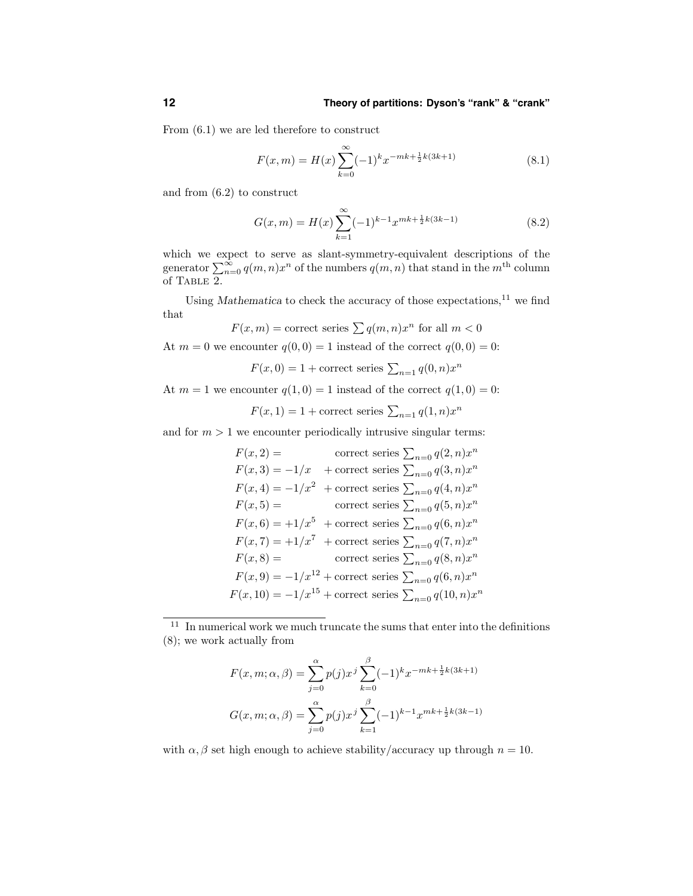From (6.1) we are led therefore to construct

$$F(x,m) = H(x)\sum_{k=0}^{\infty}(-1)^k x^{-mk+\frac{1}{2}k(3k+1)} \tag{8.1}$$

and from (6.2) to construct

$$G(x,m) = H(x)\sum_{k=1}^{\infty}(-1)^{k-1} x^{mk+\frac{1}{2}k(3k-1)} \tag{8.2}$$

which we expect to serve as slant-symmetry-equivalent descriptions of the generator $\sum_{n=0}^{\infty} q(m,n)x^n$ of the numbers $q(m,n)$ that stand in the $m^{\text{th}}$ column of Table 2.

Using *Mathematica* to check the accuracy of those expectations,[11] we find that

$$F(x,m) = \text{correct series } \sum q(m,n)x^n \text{ for all } m<0$$

At $m=0$ we encounter $q(0,0)=1$ instead of the correct $q(0,0)=0$:

$$F(x,0) = 1 + \text{correct series } \textstyle\sum_{n=1} q(0,n)x^n$$

At $m=1$ we encounter $q(1,0)=1$ instead of the correct $q(1,0)=0$:

$$F(x,1) = 1 + \text{correct series } \textstyle\sum_{n=1} q(1,n)x^n$$

and for $m>1$ we encounter periodically intrusive singular terms:

$$\begin{aligned}
F(x,2) &= \qquad\qquad\;\; \text{correct series } \textstyle\sum_{n=0} q(2,n)x^n \\
F(x,3) &= -1/x \quad\;\; + \text{correct series } \textstyle\sum_{n=0} q(3,n)x^n \\
F(x,4) &= -1/x^2 \;\; + \text{correct series } \textstyle\sum_{n=0} q(4,n)x^n \\
F(x,5) &= \qquad\qquad\;\; \text{correct series } \textstyle\sum_{n=0} q(5,n)x^n \\
F(x,6) &= +1/x^5 \;\; + \text{correct series } \textstyle\sum_{n=0} q(6,n)x^n \\
F(x,7) &= +1/x^7 \;\; + \text{correct series } \textstyle\sum_{n=0} q(7,n)x^n \\
F(x,8) &= \qquad\qquad\;\; \text{correct series } \textstyle\sum_{n=0} q(8,n)x^n \\
F(x,9) &= -1/x^{12} + \text{correct series } \textstyle\sum_{n=0} q(6,n)x^n \\
F(x,10) &= -1/x^{15} + \text{correct series } \textstyle\sum_{n=0} q(10,n)x^n
\end{aligned}$$

---

[11] In numerical work we much truncate the sums that enter into the definitions (8); we work actually from

$$F(x,m;\alpha,\beta) = \sum_{j=0}^{\alpha} p(j)x^j \sum_{k=0}^{\beta}(-1)^k x^{-mk+\frac{1}{2}k(3k+1)}$$

$$G(x,m;\alpha,\beta) = \sum_{j=0}^{\alpha} p(j)x^j \sum_{k=1}^{\beta}(-1)^{k-1} x^{mk+\frac{1}{2}k(3k-1)}$$

with $\alpha, \beta$ set high enough to achieve stability/accuracy up through $n=10$.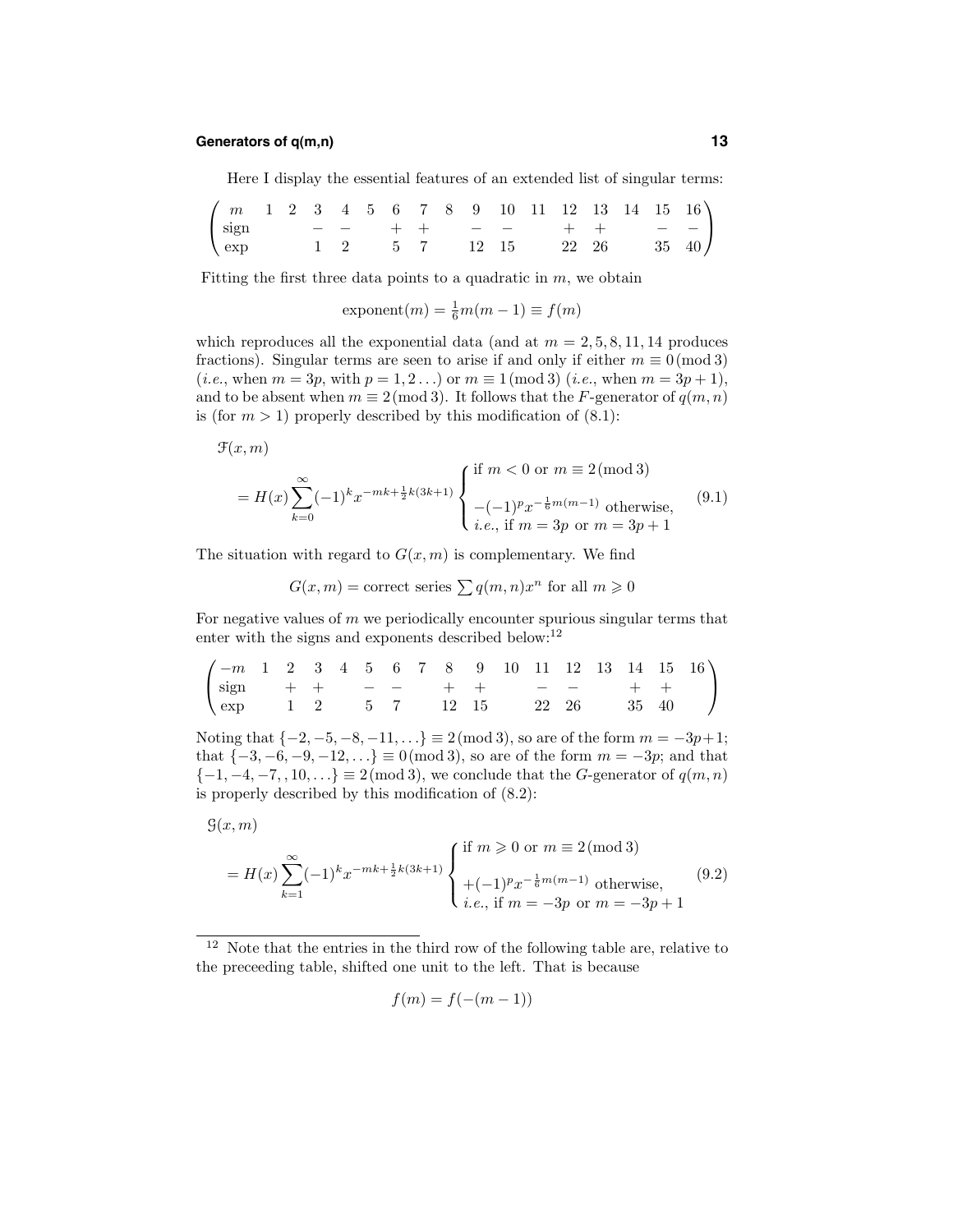Here I display the essential features of an extended list of singular terms:

$$
\begin{pmatrix}
m & 1 & 2 & 3 & 4 & 5 & 6 & 7 & 8 & 9 & 10 & 11 & 12 & 13 & 14 & 15 & 16 \\
\text{sign} & & & - & - & & + & + & & - & - & & + & + & & - & - \\
\text{exp} & & & 1 & 2 & & 5 & 7 & & 12 & 15 & & 22 & 26 & & 35 & 40
\end{pmatrix}
$$

Fitting the first three data points to a quadratic in $m$, we obtain

$$
\text{exponent}(m) = \tfrac{1}{6}m(m-1) \equiv f(m)
$$

which reproduces all the exponential data (and at $m = 2, 5, 8, 11, 14$ produces fractions). Singular terms are seen to arise if and only if either $m \equiv 0 \,(\text{mod}\, 3)$ (*i.e.*, when $m = 3p$, with $p = 1, 2 \ldots$) or $m \equiv 1 \,(\text{mod}\, 3)$ (*i.e.*, when $m = 3p + 1$), and to be absent when $m \equiv 2 \,(\text{mod}\, 3)$. It follows that the $F$-generator of $q(m, n)$ is (for $m > 1$) properly described by this modification of (8.1):

$$
\begin{aligned}
&\mathcal{F}(x, m) \\
&\quad = H(x) \sum_{k=0}^{\infty} (-1)^k x^{-mk + \frac{1}{2}k(3k+1)} \begin{cases} \text{if } m < 0 \text{ or } m \equiv 2 \,(\text{mod}\, 3) \\ -(-1)^p x^{-\frac{1}{6}m(m-1)} \text{ otherwise,} \\ \textit{i.e.}, \text{ if } m = 3p \text{ or } m = 3p + 1 \end{cases}
\end{aligned} \tag{9.1}
$$

The situation with regard to $G(x, m)$ is complementary. We find

$$
G(x, m) = \text{correct series } \textstyle\sum q(m, n) x^n \text{ for all } m \geqslant 0
$$

For negative values of $m$ we periodically encounter spurious singular terms that enter with the signs and exponents described below:[12]

$$
\begin{pmatrix}
-m & 1 & 2 & 3 & 4 & 5 & 6 & 7 & 8 & 9 & 10 & 11 & 12 & 13 & 14 & 15 & 16 \\
\text{sign} & & + & + & & - & - & & + & + & & - & - & & + & + & \\
\text{exp} & & 1 & 2 & & 5 & 7 & & 12 & 15 & & 22 & 26 & & 35 & 40 &
\end{pmatrix}
$$

Noting that $\{-2, -5, -8, -11, \ldots\} \equiv 2 \,(\text{mod}\, 3)$, so are of the form $m = -3p + 1$; that $\{-3, -6, -9, -12, \ldots\} \equiv 0 \,(\text{mod}\, 3)$, so are of the form $m = -3p$; and that $\{-1, -4, -7, , 10, \ldots\} \equiv 2 \,(\text{mod}\, 3)$, we conclude that the $G$-generator of $q(m, n)$ is properly described by this modification of (8.2):

$$
\begin{aligned}
&\mathcal{G}(x, m) \\
&\quad = H(x) \sum_{k=1}^{\infty} (-1)^k x^{-mk + \frac{1}{2}k(3k+1)} \begin{cases} \text{if } m \geqslant 0 \text{ or } m \equiv 2 \,(\text{mod}\, 3) \\ +(-1)^p x^{-\frac{1}{6}m(m-1)} \text{ otherwise,} \\ \textit{i.e.}, \text{ if } m = -3p \text{ or } m = -3p + 1 \end{cases}
\end{aligned} \tag{9.2}
$$

---

[12] Note that the entries in the third row of the following table are, relative to the preceeding table, shifted one unit to the left. That is because

$$
f(m) = f(-(m-1))
$$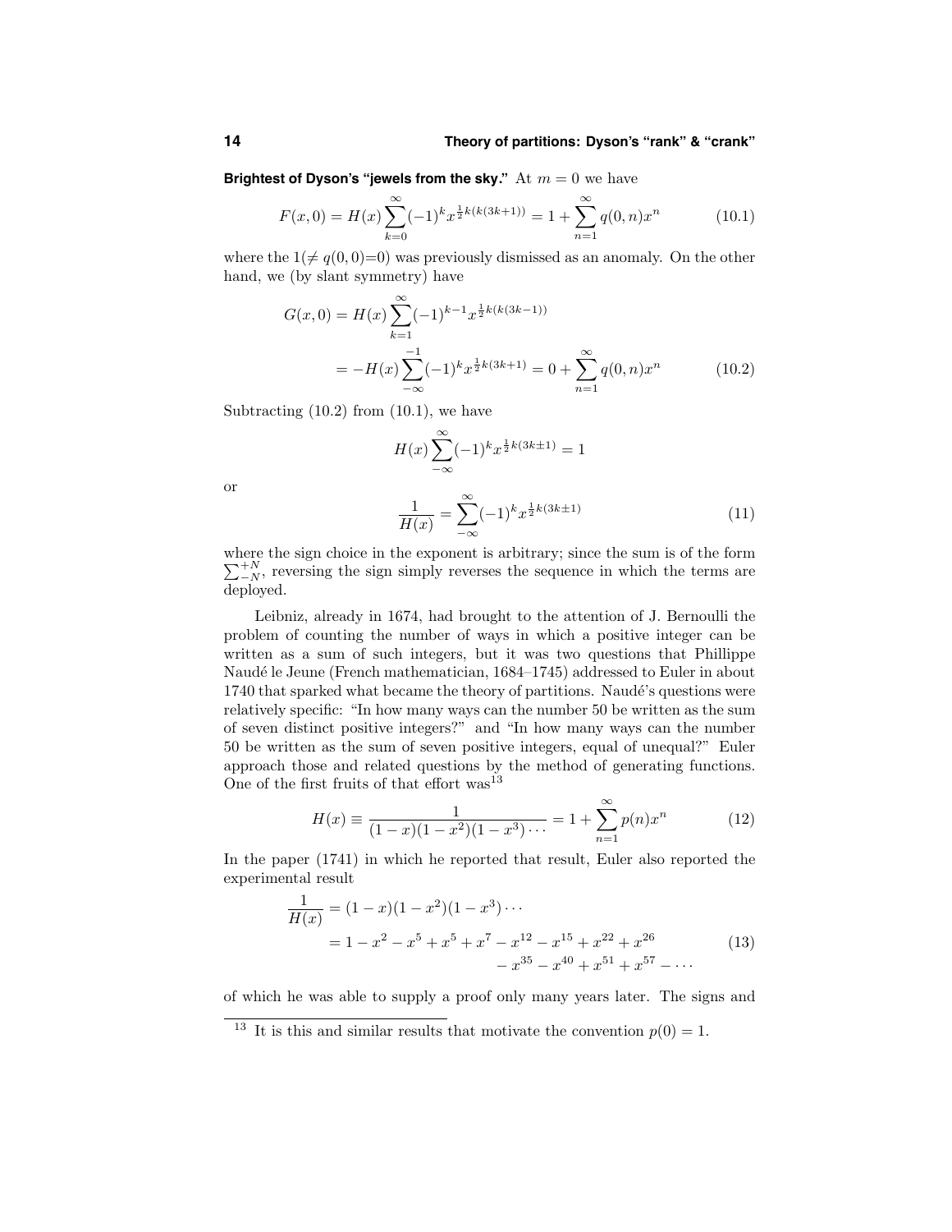**Brightest of Dyson's "jewels from the sky."** At $m = 0$ we have

$$F(x,0) = H(x)\sum_{k=0}^{\infty}(-1)^k x^{\frac{1}{2}k(k(3k+1))} = 1 + \sum_{n=1}^{\infty} q(0,n)x^n \tag{10.1}$$

where the $1(\neq q(0,0)=0)$ was previously dismissed as an anomaly. On the other hand, we (by slant symmetry) have

$$\begin{aligned} G(x,0) &= H(x)\sum_{k=1}^{\infty}(-1)^{k-1} x^{\frac{1}{2}k(k(3k-1))} \\ &= -H(x)\sum_{-\infty}^{-1}(-1)^k x^{\frac{1}{2}k(3k+1)} = 0 + \sum_{n=1}^{\infty} q(0,n)x^n \end{aligned} \tag{10.2}$$

Subtracting (10.2) from (10.1), we have

$$H(x)\sum_{-\infty}^{\infty}(-1)^k x^{\frac{1}{2}k(3k\pm1)} = 1$$

or

$$\frac{1}{H(x)} = \sum_{-\infty}^{\infty}(-1)^k x^{\frac{1}{2}k(3k\pm1)} \tag{11}$$

where the sign choice in the exponent is arbitrary; since the sum is of the form $\sum_{-N}^{+N}$, reversing the sign simply reverses the sequence in which the terms are deployed.

Leibniz, already in 1674, had brought to the attention of J. Bernoulli the problem of counting the number of ways in which a positive integer can be written as a sum of such integers, but it was two questions that Phillippe Naudé le Jeune (French mathematician, 1684–1745) addressed to Euler in about 1740 that sparked what became the theory of partitions. Naudé's questions were relatively specific: "In how many ways can the number 50 be written as the sum of seven distinct positive integers?" and "In how many ways can the number 50 be written as the sum of seven positive integers, equal of unequal?" Euler approach those and related questions by the method of generating functions. One of the first fruits of that effort was[13]

$$H(x) \equiv \frac{1}{(1-x)(1-x^2)(1-x^3)\cdots} = 1 + \sum_{n=1}^{\infty} p(n)x^n \tag{12}$$

In the paper (1741) in which he reported that result, Euler also reported the experimental result

$$\begin{aligned} \frac{1}{H(x)} &= (1-x)(1-x^2)(1-x^3)\cdots \\ &= 1 - x^2 - x^5 + x^5 + x^7 - x^{12} - x^{15} + x^{22} + x^{26} \\ &\qquad - x^{35} - x^{40} + x^{51} + x^{57} - \cdots \end{aligned} \tag{13}$$

of which he was able to supply a proof only many years later. The signs and

---

[13] It is this and similar results that motivate the convention $p(0) = 1$.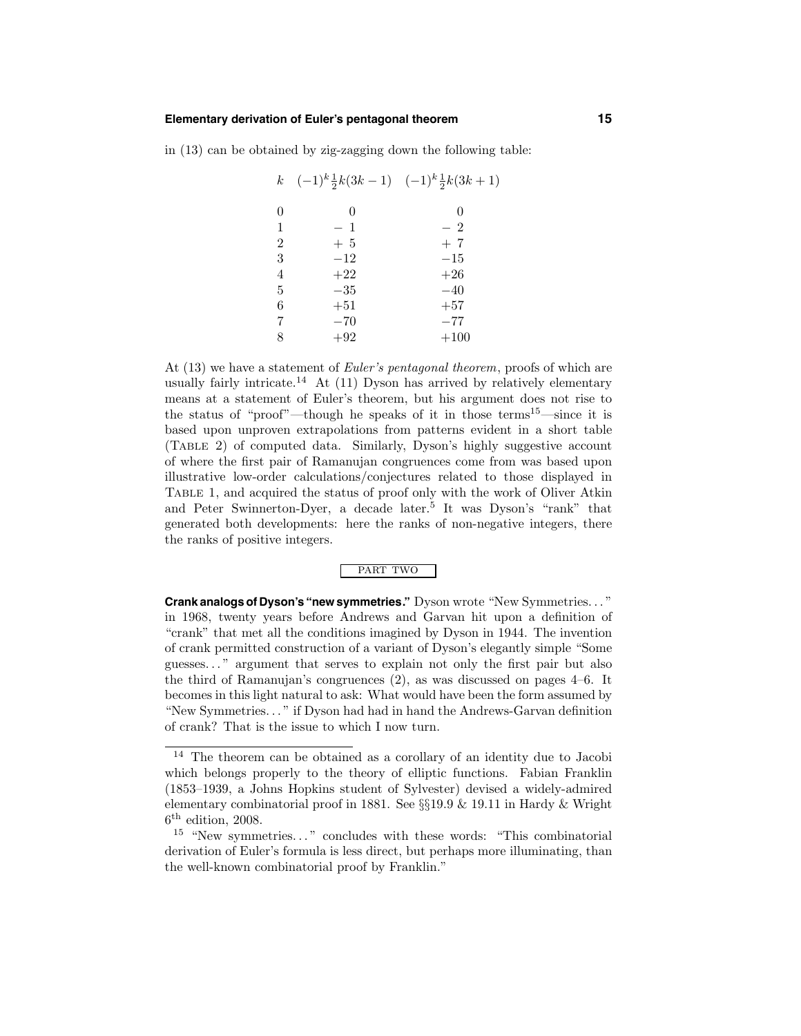in (13) can be obtained by zig-zagging down the following table:

| $k$ | $(-1)^k\frac{1}{2}k(3k-1)$ | $(-1)^k\frac{1}{2}k(3k+1)$ |
|---|---|---|
| 0 | 0 | 0 |
| 1 | $-1$ | $-2$ |
| 2 | $+5$ | $+7$ |
| 3 | $-12$ | $-15$ |
| 4 | $+22$ | $+26$ |
| 5 | $-35$ | $-40$ |
| 6 | $+51$ | $+57$ |
| 7 | $-70$ | $-77$ |
| 8 | $+92$ | $+100$ |

At (13) we have a statement of *Euler's pentagonal theorem*, proofs of which are usually fairly intricate.[14] At (11) Dyson has arrived by relatively elementary means at a statement of Euler's theorem, but his argument does not rise to the status of "proof"—though he speaks of it in those terms[15]—since it is based upon unproven extrapolations from patterns evident in a short table (Table 2) of computed data. Similarly, Dyson's highly suggestive account of where the first pair of Ramanujan congruences come from was based upon illustrative low-order calculations/conjectures related to those displayed in Table 1, and acquired the status of proof only with the work of Oliver Atkin and Peter Swinnerton-Dyer, a decade later.[5] It was Dyson's "rank" that generated both developments: here the ranks of non-negative integers, there the ranks of positive integers.

## PART TWO

**Crank analogs of Dyson's "new symmetries."** Dyson wrote "New Symmetries..." in 1968, twenty years before Andrews and Garvan hit upon a definition of "crank" that met all the conditions imagined by Dyson in 1944. The invention of crank permitted construction of a variant of Dyson's elegantly simple "Some guesses..." argument that serves to explain not only the first pair but also the third of Ramanujan's congruences (2), as was discussed on pages 4–6. It becomes in this light natural to ask: What would have been the form assumed by "New Symmetries..." if Dyson had had in hand the Andrews-Garvan definition of crank? That is the issue to which I now turn.

---

[14] The theorem can be obtained as a corollary of an identity due to Jacobi which belongs properly to the theory of elliptic functions. Fabian Franklin (1853–1939, a Johns Hopkins student of Sylvester) devised a widely-admired elementary combinatorial proof in 1881. See §§19.9 & 19.11 in Hardy & Wright 6[th] edition, 2008.

[15] "New symmetries..." concludes with these words: "This combinatorial derivation of Euler's formula is less direct, but perhaps more illuminating, than the well-known combinatorial proof by Franklin."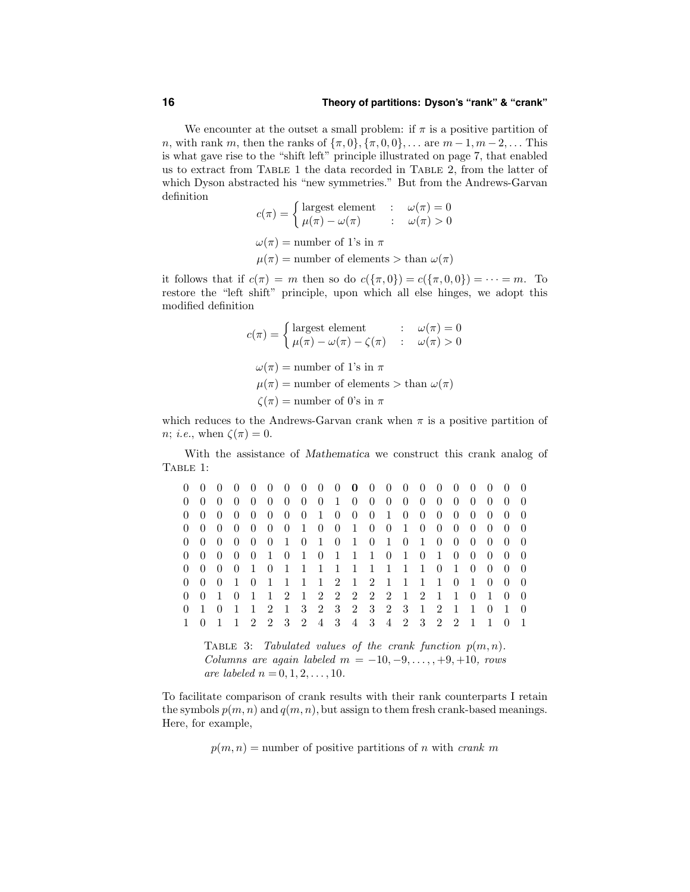We encounter at the outset a small problem: if $\pi$ is a positive partition of $n$, with rank $m$, then the ranks of $\{\pi, 0\}, \{\pi, 0, 0\}, \ldots$ are $m-1, m-2, \ldots$ This is what gave rise to the "shift left" principle illustrated on page 7, that enabled us to extract from Table 1 the data recorded in Table 2, from the latter of which Dyson abstracted his "new symmetries." But from the Andrews-Garvan definition

$$c(\pi) = \begin{cases} \text{largest element} & : \quad \omega(\pi) = 0 \\ \mu(\pi) - \omega(\pi) & : \quad \omega(\pi) > 0 \end{cases}$$

$$\omega(\pi) = \text{number of 1's in } \pi$$

$$\mu(\pi) = \text{number of elements} > \text{than } \omega(\pi)$$

it follows that if $c(\pi) = m$ then so do $c(\{\pi, 0\}) = c(\{\pi, 0, 0\}) = \cdots = m$. To restore the "left shift" principle, upon which all else hinges, we adopt this modified definition

$$c(\pi) = \begin{cases} \text{largest element} & : \quad \omega(\pi) = 0 \\ \mu(\pi) - \omega(\pi) - \zeta(\pi) & : \quad \omega(\pi) > 0 \end{cases}$$

$$\omega(\pi) = \text{number of 1's in } \pi$$

$$\mu(\pi) = \text{number of elements} > \text{than } \omega(\pi)$$

$$\zeta(\pi) = \text{number of 0's in } \pi$$

which reduces to the Andrews-Garvan crank when $\pi$ is a positive partition of $n$; *i.e.*, when $\zeta(\pi) = 0$.

With the assistance of *Mathematica* we construct this crank analog of Table 1:

| | | | | | | | | | | | | | | | | | | | | |
|---|---|---|---|---|---|---|---|---|---|---|---|---|---|---|---|---|---|---|---|---|
| 0 | 0 | 0 | 0 | 0 | 0 | 0 | 0 | 0 | 0 | **0** | 0 | 0 | 0 | 0 | 0 | 0 | 0 | 0 | 0 | 0 |
| 0 | 0 | 0 | 0 | 0 | 0 | 0 | 0 | 0 | 1 | 0 | 0 | 0 | 0 | 0 | 0 | 0 | 0 | 0 | 0 | 0 |
| 0 | 0 | 0 | 0 | 0 | 0 | 0 | 0 | 1 | 0 | 0 | 0 | 1 | 0 | 0 | 0 | 0 | 0 | 0 | 0 | 0 |
| 0 | 0 | 0 | 0 | 0 | 0 | 0 | 1 | 0 | 0 | 1 | 0 | 0 | 1 | 0 | 0 | 0 | 0 | 0 | 0 | 0 |
| 0 | 0 | 0 | 0 | 0 | 0 | 1 | 0 | 1 | 0 | 1 | 0 | 1 | 0 | 1 | 0 | 0 | 0 | 0 | 0 | 0 |
| 0 | 0 | 0 | 0 | 0 | 1 | 0 | 1 | 0 | 1 | 1 | 1 | 0 | 1 | 0 | 1 | 0 | 0 | 0 | 0 | 0 |
| 0 | 0 | 0 | 0 | 1 | 0 | 1 | 1 | 1 | 1 | 1 | 1 | 1 | 1 | 1 | 0 | 1 | 0 | 0 | 0 | 0 |
| 0 | 0 | 0 | 1 | 0 | 1 | 1 | 1 | 1 | 2 | 1 | 2 | 1 | 1 | 1 | 1 | 0 | 1 | 0 | 0 | 0 |
| 0 | 0 | 1 | 0 | 1 | 1 | 2 | 1 | 2 | 2 | 2 | 2 | 2 | 1 | 2 | 1 | 1 | 0 | 1 | 0 | 0 |
| 0 | 1 | 0 | 1 | 1 | 2 | 1 | 3 | 2 | 3 | 2 | 3 | 2 | 3 | 1 | 2 | 1 | 1 | 0 | 1 | 0 |
| 1 | 0 | 1 | 1 | 2 | 2 | 3 | 2 | 4 | 3 | 4 | 3 | 4 | 2 | 3 | 2 | 2 | 1 | 1 | 0 | 1 |

Table 3: *Tabulated values of the crank function $p(m, n)$. Columns are again labeled $m = -10, -9, \ldots, +9, +10$, rows are labeled $n = 0, 1, 2, \ldots, 10$.*

To facilitate comparison of crank results with their rank counterparts I retain the symbols $p(m, n)$ and $q(m, n)$, but assign to them fresh crank-based meanings. Here, for example,

$$p(m, n) = \text{number of positive partitions of } n \text{ with } \textit{crank } m$$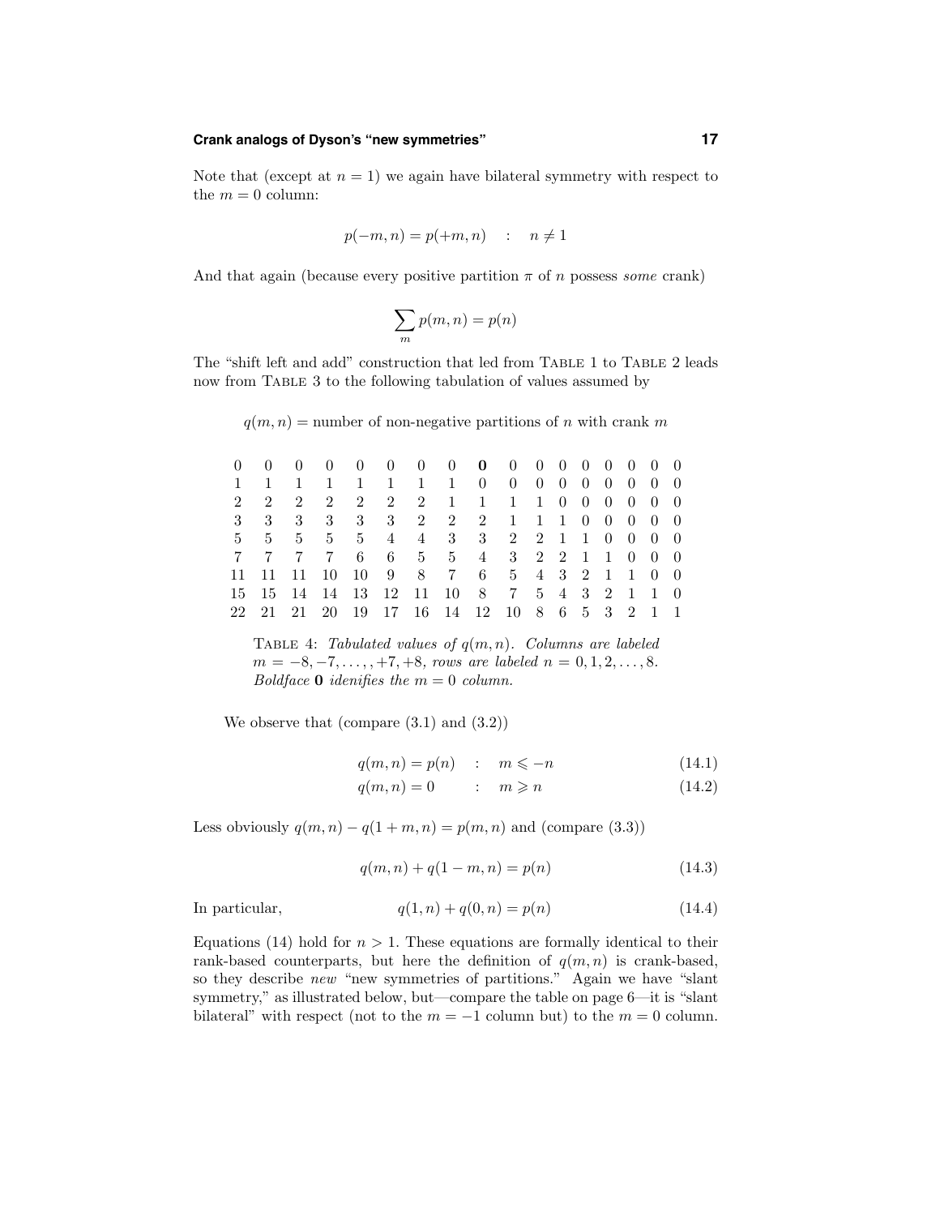Note that (except at $n = 1$) we again have bilateral symmetry with respect to the $m = 0$ column:

$$p(-m, n) = p(+m, n) \quad : \quad n \neq 1$$

And that again (because every positive partition $\pi$ of $n$ possess *some* crank)

$$\sum_m p(m, n) = p(n)$$

The "shift left and add" construction that led from TABLE 1 to TABLE 2 leads now from TABLE 3 to the following tabulation of values assumed by

$$q(m, n) = \text{number of non-negative partitions of } n \text{ with crank } m$$

| | | | | | | | | | | | | | | | | |
|---|---|---|---|---|---|---|---|---|---|---|---|---|---|---|---|---|
| 0 | 0 | 0 | 0 | 0 | 0 | 0 | 0 | **0** | 0 | 0 | 0 | 0 | 0 | 0 | 0 | 0 |
| 1 | 1 | 1 | 1 | 1 | 1 | 1 | 1 | 0 | 0 | 0 | 0 | 0 | 0 | 0 | 0 | 0 |
| 2 | 2 | 2 | 2 | 2 | 2 | 2 | 1 | 1 | 1 | 1 | 0 | 0 | 0 | 0 | 0 | 0 |
| 3 | 3 | 3 | 3 | 3 | 3 | 2 | 2 | 2 | 1 | 1 | 1 | 0 | 0 | 0 | 0 | 0 |
| 5 | 5 | 5 | 5 | 5 | 4 | 4 | 3 | 3 | 2 | 2 | 1 | 1 | 0 | 0 | 0 | 0 |
| 7 | 7 | 7 | 7 | 6 | 6 | 5 | 5 | 4 | 3 | 2 | 2 | 1 | 1 | 0 | 0 | 0 |
| 11 | 11 | 11 | 10 | 10 | 9 | 8 | 7 | 6 | 5 | 4 | 3 | 2 | 1 | 1 | 0 | 0 |
| 15 | 15 | 14 | 14 | 13 | 12 | 11 | 10 | 8 | 7 | 5 | 4 | 3 | 2 | 1 | 1 | 0 |
| 22 | 21 | 21 | 20 | 19 | 17 | 16 | 14 | 12 | 10 | 8 | 6 | 5 | 3 | 2 | 1 | 1 |

TABLE 4: *Tabulated values of $q(m, n)$. Columns are labeled $m = -8, -7, \ldots, , +7, +8$, rows are labeled $n = 0, 1, 2, \ldots, 8$. Boldface* **0** *idenifies the $m = 0$ column.*

We observe that (compare (3.1) and (3.2))

$$q(m, n) = p(n) \quad : \quad m \leqslant -n \tag{14.1}$$

$$q(m, n) = 0 \quad : \quad m \geqslant n \tag{14.2}$$

Less obviously $q(m, n) - q(1 + m, n) = p(m, n)$ and (compare (3.3))

$$q(m, n) + q(1 - m, n) = p(n) \tag{14.3}$$

In particular,

$$q(1, n) + q(0, n) = p(n) \tag{14.4}$$

Equations (14) hold for $n > 1$. These equations are formally identical to their rank-based counterparts, but here the definition of $q(m, n)$ is crank-based, so they describe *new* "new symmetries of partitions." Again we have "slant symmetry," as illustrated below, but—compare the table on page 6—it is "slant bilateral" with respect (not to the $m = -1$ column but) to the $m = 0$ column.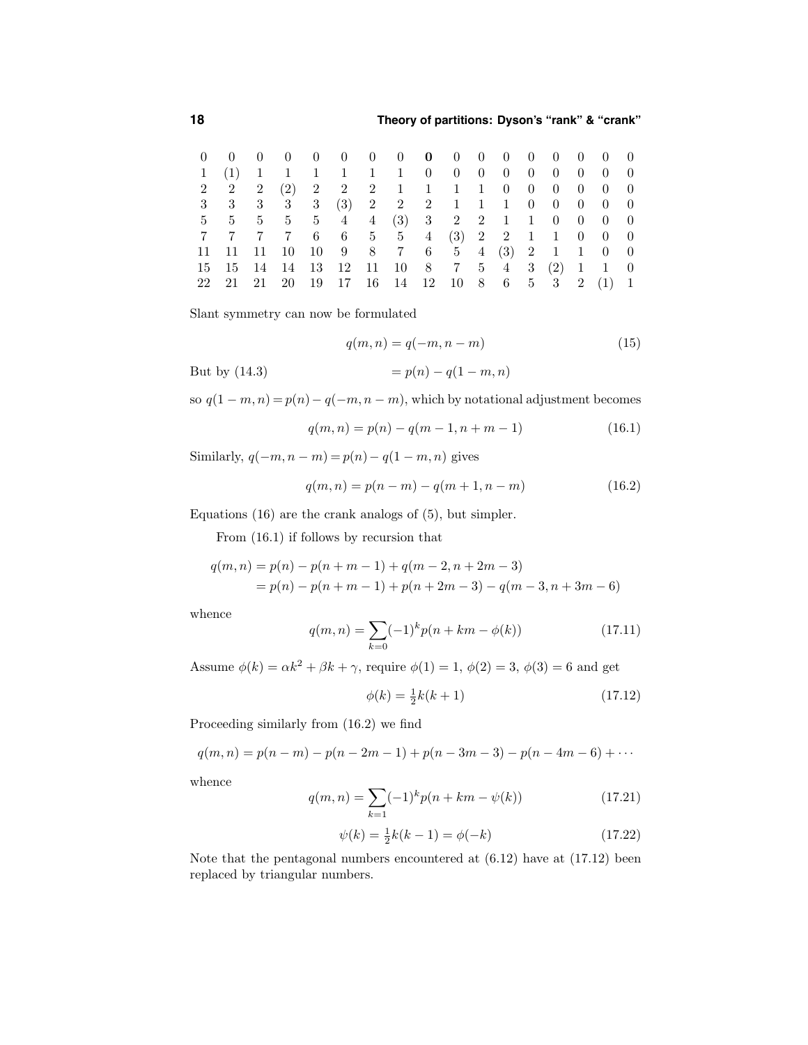| | | | | | | | | | | | | | | | | |
|---|---|---|---|---|---|---|---|---|---|---|---|---|---|---|---|---|
| 0 | 0 | 0 | 0 | 0 | 0 | 0 | 0 | **0** | 0 | 0 | 0 | 0 | 0 | 0 | 0 | 0 |
| 1 | (1) | 1 | 1 | 1 | 1 | 1 | 1 | 0 | 0 | 0 | 0 | 0 | 0 | 0 | 0 | 0 |
| 2 | 2 | 2 | (2) | 2 | 2 | 2 | 1 | 1 | 1 | 1 | 0 | 0 | 0 | 0 | 0 | 0 |
| 3 | 3 | 3 | 3 | 3 | (3) | 2 | 2 | 2 | 1 | 1 | 1 | 0 | 0 | 0 | 0 | 0 |
| 5 | 5 | 5 | 5 | 5 | 4 | 4 | (3) | 3 | 2 | 2 | 1 | 1 | 0 | 0 | 0 | 0 |
| 7 | 7 | 7 | 7 | 6 | 6 | 5 | 5 | 4 | (3) | 2 | 2 | 1 | 1 | 0 | 0 | 0 |
| 11 | 11 | 11 | 10 | 10 | 9 | 8 | 7 | 6 | 5 | 4 | (3) | 2 | 1 | 1 | 0 | 0 |
| 15 | 15 | 14 | 14 | 13 | 12 | 11 | 10 | 8 | 7 | 5 | 4 | 3 | (2) | 1 | 1 | 0 |
| 22 | 21 | 21 | 20 | 19 | 17 | 16 | 14 | 12 | 10 | 8 | 6 | 5 | 3 | 2 | (1) | 1 |

Slant symmetry can now be formulated

$$q(m,n) = q(-m, n-m) \tag{15}$$

But by (14.3) $\qquad\qquad = p(n) - q(1-m, n)$

so $q(1-m,n) = p(n) - q(-m, n-m)$, which by notational adjustment becomes

$$q(m,n) = p(n) - q(m-1, n+m-1) \tag{16.1}$$

Similarly, $q(-m, n-m) = p(n) - q(1-m, n)$ gives

$$q(m,n) = p(n-m) - q(m+1, n-m) \tag{16.2}$$

Equations (16) are the crank analogs of (5), but simpler.

From (16.1) if follows by recursion that

$$\begin{aligned} q(m,n) &= p(n) - p(n+m-1) + q(m-2, n+2m-3) \\ &= p(n) - p(n+m-1) + p(n+2m-3) - q(m-3, n+3m-6) \end{aligned}$$

whence

$$q(m,n) = \sum_{k=0} (-1)^k p(n+km-\phi(k)) \tag{17.11}$$

Assume $\phi(k) = \alpha k^2 + \beta k + \gamma$, require $\phi(1) = 1$, $\phi(2) = 3$, $\phi(3) = 6$ and get

$$\phi(k) = \tfrac{1}{2}k(k+1) \tag{17.12}$$

Proceeding similarly from (16.2) we find

$$q(m,n) = p(n-m) - p(n-2m-1) + p(n-3m-3) - p(n-4m-6) + \cdots$$

whence

$$q(m,n) = \sum_{k=1} (-1)^k p(n+km-\psi(k)) \tag{17.21}$$

$$\psi(k) = \tfrac{1}{2}k(k-1) = \phi(-k) \tag{17.22}$$

Note that the pentagonal numbers encountered at (6.12) have at (17.12) been replaced by triangular numbers.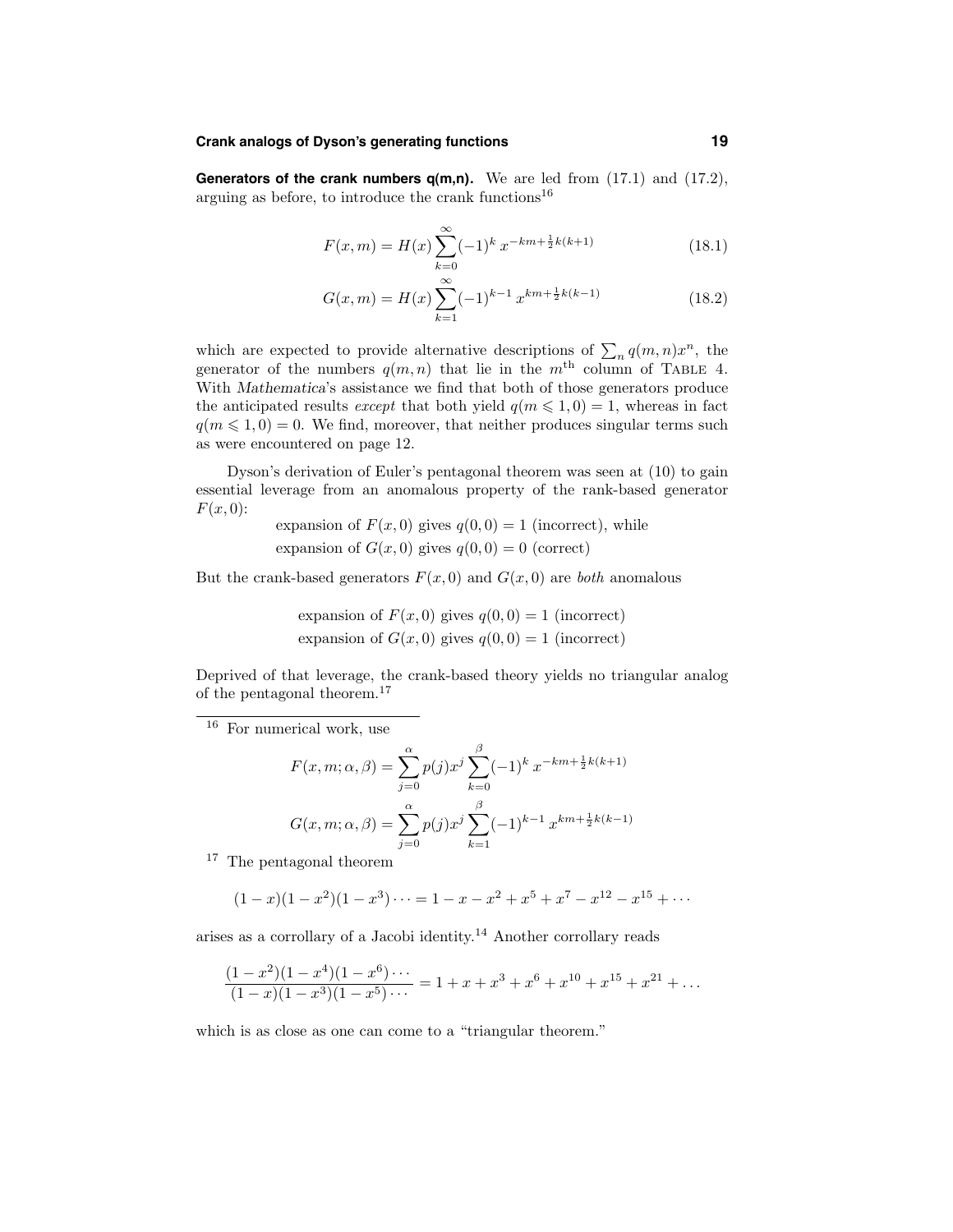**Generators of the crank numbers q(m,n).** We are led from (17.1) and (17.2), arguing as before, to introduce the crank functions[16]

$$F(x,m) = H(x)\sum_{k=0}^{\infty}(-1)^k\, x^{-km+\frac{1}{2}k(k+1)} \tag{18.1}$$

$$G(x,m) = H(x)\sum_{k=1}^{\infty}(-1)^{k-1}\, x^{km+\frac{1}{2}k(k-1)} \tag{18.2}$$

which are expected to provide alternative descriptions of $\sum_n q(m,n)x^n$, the generator of the numbers $q(m,n)$ that lie in the $m^{\text{th}}$ column of TABLE 4. With *Mathematica*'s assistance we find that both of those generators produce the anticipated results *except* that both yield $q(m \leqslant 1, 0) = 1$, whereas in fact $q(m \leqslant 1, 0) = 0$. We find, moreover, that neither produces singular terms such as were encountered on page 12.

Dyson's derivation of Euler's pentagonal theorem was seen at (10) to gain essential leverage from an anomalous property of the rank-based generator $F(x,0)$:

expansion of $F(x,0)$ gives $q(0,0) = 1$ (incorrect), while
expansion of $G(x,0)$ gives $q(0,0) = 0$ (correct)

But the crank-based generators $F(x,0)$ and $G(x,0)$ are *both* anomalous

expansion of $F(x,0)$ gives $q(0,0) = 1$ (incorrect)
expansion of $G(x,0)$ gives $q(0,0) = 1$ (incorrect)

Deprived of that leverage, the crank-based theory yields no triangular analog of the pentagonal theorem.[17]

---

[16] For numerical work, use

$$F(x,m;\alpha,\beta) = \sum_{j=0}^{\alpha} p(j)x^j \sum_{k=0}^{\beta}(-1)^k\, x^{-km+\frac{1}{2}k(k+1)}$$

$$G(x,m;\alpha,\beta) = \sum_{j=0}^{\alpha} p(j)x^j \sum_{k=1}^{\beta}(-1)^{k-1}\, x^{km+\frac{1}{2}k(k-1)}$$

[17] The pentagonal theorem

$$(1-x)(1-x^2)(1-x^3)\cdots = 1 - x - x^2 + x^5 + x^7 - x^{12} - x^{15} + \cdots$$

arises as a corrollary of a Jacobi identity.[14] Another corrollary reads

$$\frac{(1-x^2)(1-x^4)(1-x^6)\cdots}{(1-x)(1-x^3)(1-x^5)\cdots} = 1 + x + x^3 + x^6 + x^{10} + x^{15} + x^{21} + \ldots$$

which is as close as one can come to a "triangular theorem."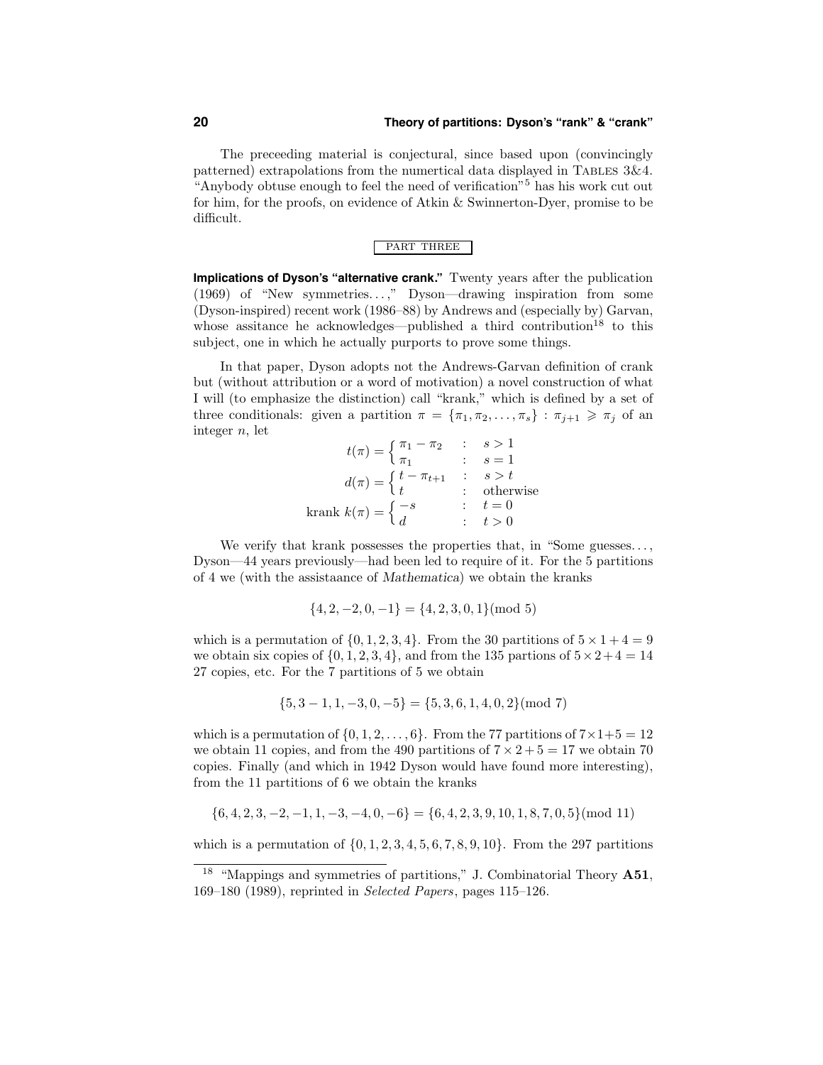The preceeding material is conjectural, since based upon (convincingly patterned) extrapolations from the numertical data displayed in TABLES 3&4. "Anybody obtuse enough to feel the need of verification"[5] has his work cut out for him, for the proofs, on evidence of Atkin & Swinnerton-Dyer, promise to be difficult.

## PART THREE

**Implications of Dyson's "alternative crank."** Twenty years after the publication (1969) of "New symmetries. . . ," Dyson—drawing inspiration from some (Dyson-inspired) recent work (1986–88) by Andrews and (especially by) Garvan, whose assitance he acknowledges—published a third contribution[18] to this subject, one in which he actually purports to prove some things.

In that paper, Dyson adopts not the Andrews-Garvan definition of crank but (without attribution or a word of motivation) a novel construction of what I will (to emphasize the distinction) call "krank," which is defined by a set of three conditionals: given a partition $\pi = \{\pi_1, \pi_2, \ldots, \pi_s\} : \pi_{j+1} \geqslant \pi_j$ of an integer $n$, let

$$t(\pi) = \begin{cases} \pi_1 - \pi_2 & : \quad s > 1 \\ \pi_1 & : \quad s = 1 \end{cases}$$

$$d(\pi) = \begin{cases} t - \pi_{t+1} & : \quad s > t \\ t & : \quad \text{otherwise} \end{cases}$$

$$\text{krank } k(\pi) = \begin{cases} -s & : \quad t = 0 \\ d & : \quad t > 0 \end{cases}$$

We verify that krank possesses the properties that, in "Some guesses. . . , Dyson—44 years previously—had been led to require of it. For the 5 partitions of 4 we (with the assistaance of *Mathematica*) we obtain the kranks

$$\{4, 2, -2, 0, -1\} = \{4, 2, 3, 0, 1\} (\text{mod } 5)$$

which is a permutation of $\{0, 1, 2, 3, 4\}$. From the 30 partitions of $5 \times 1 + 4 = 9$ we obtain six copies of $\{0, 1, 2, 3, 4\}$, and from the 135 partions of $5 \times 2 + 4 = 14$ 27 copies, etc. For the 7 partitions of 5 we obtain

$$\{5, 3 - 1, 1, -3, 0, -5\} = \{5, 3, 6, 1, 4, 0, 2\} (\text{mod } 7)$$

which is a permutation of $\{0, 1, 2, \ldots, 6\}$. From the 77 partitions of $7 \times 1 + 5 = 12$ we obtain 11 copies, and from the 490 partitions of $7 \times 2 + 5 = 17$ we obtain 70 copies. Finally (and which in 1942 Dyson would have found more interesting), from the 11 partitions of 6 we obtain the kranks

$$\{6, 4, 2, 3, -2, -1, 1, -3, -4, 0, -6\} = \{6, 4, 2, 3, 9, 10, 1, 8, 7, 0, 5\} (\text{mod } 11)$$

which is a permutation of $\{0, 1, 2, 3, 4, 5, 6, 7, 8, 9, 10\}$. From the 297 partitions

---

[18] "Mappings and symmetries of partitions," J. Combinatorial Theory **A51**, 169–180 (1989), reprinted in *Selected Papers*, pages 115–126.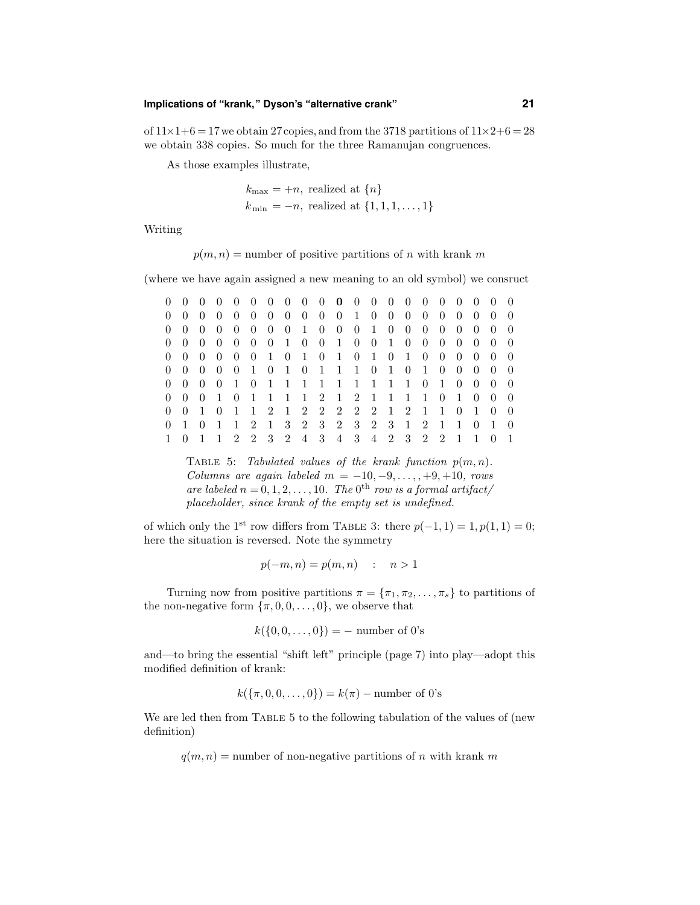of $11\times1+6=17$ we obtain 27 copies, and from the 3718 partitions of $11\times2+6=28$ we obtain 338 copies. So much for the three Ramanujan congruences.

As those examples illustrate,

$$k_{\max} = +n, \text{ realized at } \{n\}$$
$$k_{\min} = -n, \text{ realized at } \{1,1,1,\ldots,1\}$$

Writing

$$p(m,n) = \text{number of positive partitions of } n \text{ with krank } m$$

(where we have again assigned a new meaning to an old symbol) we consruct

| | | | | | | | | | | | | | | | | | | | | |
|---|---|---|---|---|---|---|---|---|---|---|---|---|---|---|---|---|---|---|---|---|
| 0 | 0 | 0 | 0 | 0 | 0 | 0 | 0 | 0 | 0 | **0** | 0 | 0 | 0 | 0 | 0 | 0 | 0 | 0 | 0 | 0 |
| 0 | 0 | 0 | 0 | 0 | 0 | 0 | 0 | 0 | 0 | 0 | 1 | 0 | 0 | 0 | 0 | 0 | 0 | 0 | 0 | 0 |
| 0 | 0 | 0 | 0 | 0 | 0 | 0 | 0 | 1 | 0 | 0 | 0 | 1 | 0 | 0 | 0 | 0 | 0 | 0 | 0 | 0 |
| 0 | 0 | 0 | 0 | 0 | 0 | 0 | 1 | 0 | 0 | 1 | 0 | 0 | 1 | 0 | 0 | 0 | 0 | 0 | 0 | 0 |
| 0 | 0 | 0 | 0 | 0 | 0 | 1 | 0 | 1 | 0 | 1 | 0 | 1 | 0 | 1 | 0 | 0 | 0 | 0 | 0 | 0 |
| 0 | 0 | 0 | 0 | 0 | 1 | 0 | 1 | 0 | 1 | 1 | 1 | 0 | 1 | 0 | 1 | 0 | 0 | 0 | 0 | 0 |
| 0 | 0 | 0 | 0 | 1 | 0 | 1 | 1 | 1 | 1 | 1 | 1 | 1 | 1 | 1 | 0 | 1 | 0 | 0 | 0 | 0 |
| 0 | 0 | 0 | 1 | 0 | 1 | 1 | 1 | 1 | 2 | 1 | 2 | 1 | 1 | 1 | 1 | 0 | 1 | 0 | 0 | 0 |
| 0 | 0 | 1 | 0 | 1 | 1 | 2 | 1 | 2 | 2 | 2 | 2 | 2 | 1 | 2 | 1 | 1 | 0 | 1 | 0 | 0 |
| 0 | 1 | 0 | 1 | 1 | 2 | 1 | 3 | 2 | 3 | 2 | 3 | 2 | 3 | 1 | 2 | 1 | 1 | 0 | 1 | 0 |
| 1 | 0 | 1 | 1 | 2 | 2 | 3 | 2 | 4 | 3 | 4 | 3 | 4 | 2 | 3 | 2 | 2 | 1 | 1 | 0 | 1 |

Table 5: *Tabulated values of the krank function $p(m,n)$. Columns are again labeled $m=-10,-9,\ldots,+9,+10$, rows are labeled $n=0,1,2,\ldots,10$. The $0^{\text{th}}$ row is a formal artifact/placeholder, since krank of the empty set is undefined.*

of which only the $1^{\text{st}}$ row differs from Table 3: there $p(-1,1)=1, p(1,1)=0$; here the situation is reversed. Note the symmetry

$$p(-m,n) = p(m,n) \quad : \quad n>1$$

Turning now from positive partitions $\pi = \{\pi_1,\pi_2,\ldots,\pi_s\}$ to partitions of the non-negative form $\{\pi,0,0,\ldots,0\}$, we observe that

$$k(\{0,0,\ldots,0\}) = -\text{ number of 0's}$$

and—to bring the essential "shift left" principle (page 7) into play—adopt this modified definition of krank:

$$k(\{\pi,0,0,\ldots,0\}) = k(\pi) - \text{number of 0's}$$

We are led then from Table 5 to the following tabulation of the values of (new definition)

$$q(m,n) = \text{number of non-negative partitions of } n \text{ with krank } m$$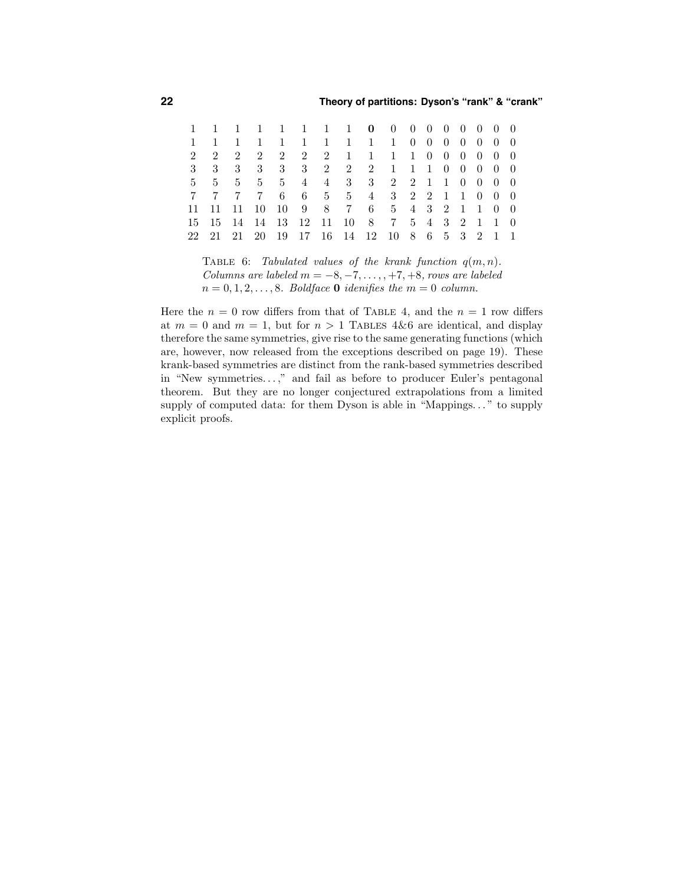| | | | | | | | | | | | | | | | | |
|---|---|---|---|---|---|---|---|---|---|---|---|---|---|---|---|---|
| 1 | 1 | 1 | 1 | 1 | 1 | 1 | 1 | **0** | 0 | 0 | 0 | 0 | 0 | 0 | 0 | 0 |
| 1 | 1 | 1 | 1 | 1 | 1 | 1 | 1 | 1 | 1 | 0 | 0 | 0 | 0 | 0 | 0 | 0 |
| 2 | 2 | 2 | 2 | 2 | 2 | 2 | 1 | 1 | 1 | 1 | 0 | 0 | 0 | 0 | 0 | 0 |
| 3 | 3 | 3 | 3 | 3 | 3 | 2 | 2 | 2 | 1 | 1 | 1 | 0 | 0 | 0 | 0 | 0 |
| 5 | 5 | 5 | 5 | 5 | 4 | 4 | 3 | 3 | 2 | 2 | 1 | 1 | 0 | 0 | 0 | 0 |
| 7 | 7 | 7 | 7 | 6 | 6 | 5 | 5 | 4 | 3 | 2 | 2 | 1 | 1 | 0 | 0 | 0 |
| 11 | 11 | 11 | 10 | 10 | 9 | 8 | 7 | 6 | 5 | 4 | 3 | 2 | 1 | 1 | 0 | 0 |
| 15 | 15 | 14 | 14 | 13 | 12 | 11 | 10 | 8 | 7 | 5 | 4 | 3 | 2 | 1 | 1 | 0 |
| 22 | 21 | 21 | 20 | 19 | 17 | 16 | 14 | 12 | 10 | 8 | 6 | 5 | 3 | 2 | 1 | 1 |

TABLE 6: *Tabulated values of the krank function $q(m, n)$. Columns are labeled $m = -8, -7, \ldots, +7, +8$, rows are labeled $n = 0, 1, 2, \ldots, 8$. Boldface* **0** *idenifies the $m = 0$ column.*

Here the $n = 0$ row differs from that of TABLE 4, and the $n = 1$ row differs at $m = 0$ and $m = 1$, but for $n > 1$ TABLES 4&6 are identical, and display therefore the same symmetries, give rise to the same generating functions (which are, however, now released from the exceptions described on page 19). These krank-based symmetries are distinct from the rank-based symmetries described in "New symmetries. . . ," and fail as before to producer Euler's pentagonal theorem. But they are no longer conjectured extrapolations from a limited supply of computed data: for them Dyson is able in "Mappings. . . " to supply explicit proofs.